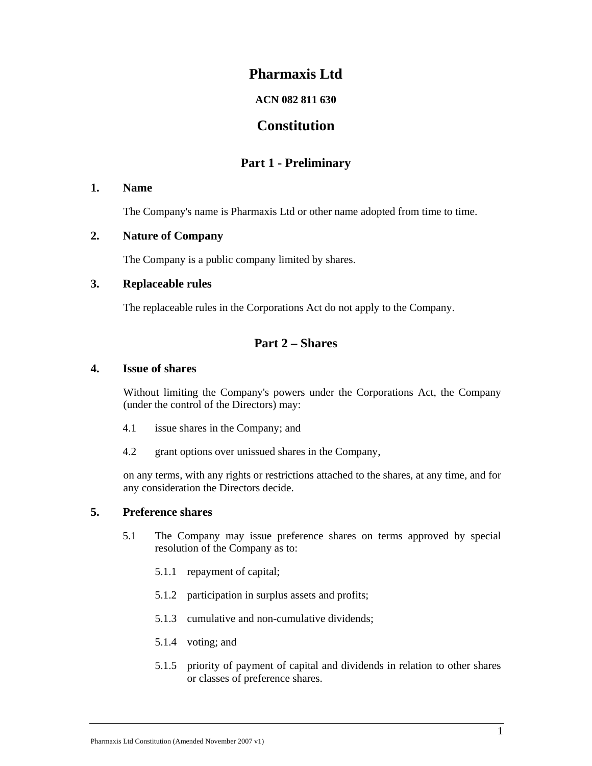# Pharmaxis Ltd

**ACN 082 811 630**

# Constitution

## Part 1 - Preliminary

### 1. Name

The Company's name is Pharmaxis Ltd or other name adopted from time to time.

### 2. Nature of Company

The Company is a public company limited by shares.

### 3. Replaceable rules

The replaceable rules in the Corporations Act do not apply to the Company.

## Part 2 – Shares

### 4. Issue of shares

Without limiting the Company's powers under the Corporations Act, the Company (under the control of the Directors) may:

4.1 issue shares in the Company; and

4.2 grant options over unissued shares in the Company,

on any terms, with any rights or restrictions attached to the shares, at any time, and for any consideration the Directors decide.

### 5. Preference shares

5.1 The Company may issue preference shares on terms approved by special resolution of the Company as to:

5.1.1 repayment of capital;

5.1.2 participation in surplus assets and profits;

5.1.3 cumulative and non-cumulative dividends;

5.1.4 voting; and

5.1.5 priority of payment of capital and dividends in relation to other shares or classes of preference shares.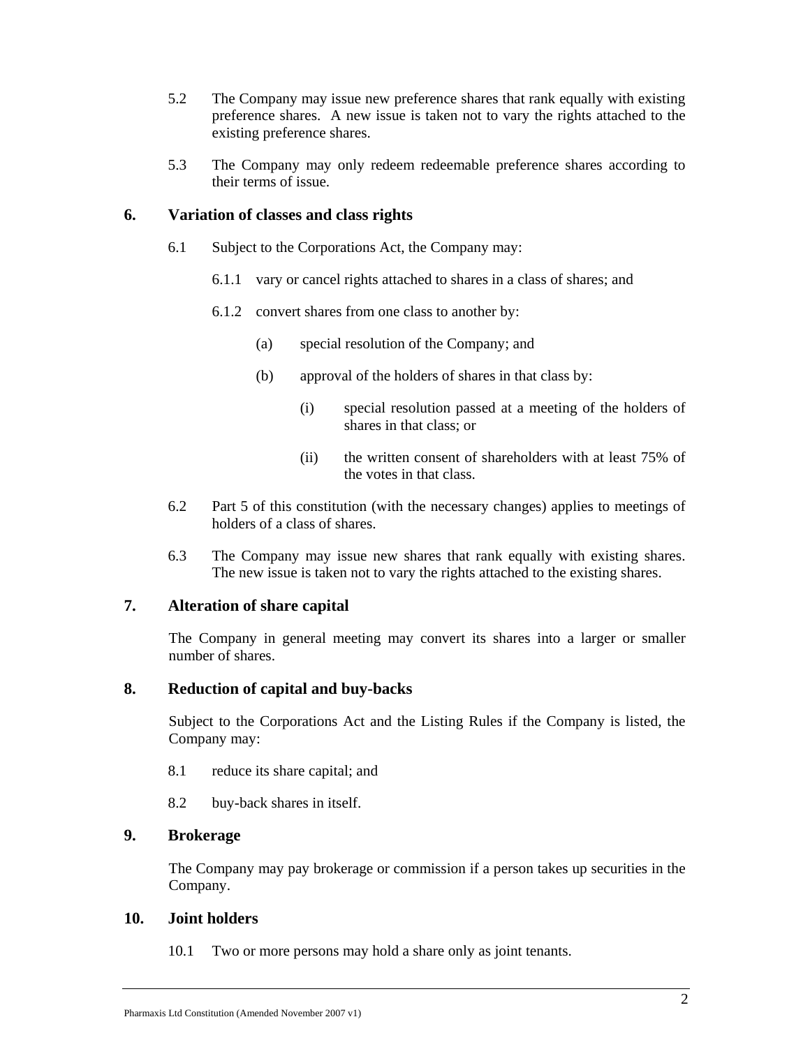5.2 The Company may issue new preference shares that rank equally with existing preference shares. A new issue is taken not to vary the rights attached to the existing preference shares.

5.3 The Company may only redeem redeemable preference shares according to their terms of issue.

## 6. Variation of classes and class rights

6.1 Subject to the Corporations Act, the Company may:

6.1.1 vary or cancel rights attached to shares in a class of shares; and

6.1.2 convert shares from one class to another by:

(a) special resolution of the Company; and

(b) approval of the holders of shares in that class by:

(i) special resolution passed at a meeting of the holders of shares in that class; or

(ii) the written consent of shareholders with at least 75% of the votes in that class.

6.2 Part 5 of this constitution (with the necessary changes) applies to meetings of holders of a class of shares.

6.3 The Company may issue new shares that rank equally with existing shares. The new issue is taken not to vary the rights attached to the existing shares.

## 7. Alteration of share capital

The Company in general meeting may convert its shares into a larger or smaller number of shares.

## 8. Reduction of capital and buy-backs

Subject to the Corporations Act and the Listing Rules if the Company is listed, the Company may:

8.1 reduce its share capital; and

8.2 buy-back shares in itself.

## 9. Brokerage

The Company may pay brokerage or commission if a person takes up securities in the Company.

## 10. Joint holders

10.1 Two or more persons may hold a share only as joint tenants.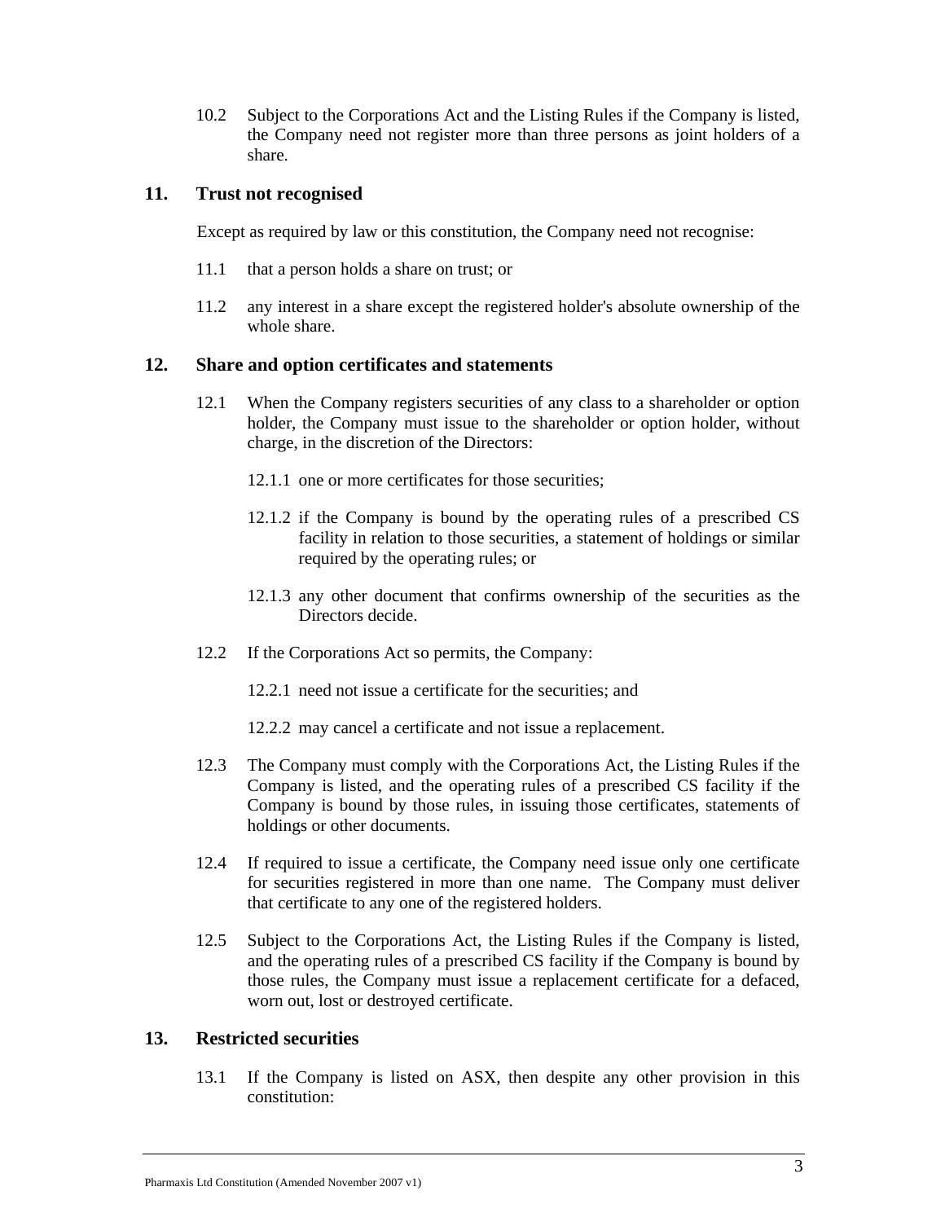10.2 Subject to the Corporations Act and the Listing Rules if the Company is listed, the Company need not register more than three persons as joint holders of a share.

## 11. Trust not recognised

Except as required by law or this constitution, the Company need not recognise:

11.1 that a person holds a share on trust; or

11.2 any interest in a share except the registered holder's absolute ownership of the whole share.

## 12. Share and option certificates and statements

12.1 When the Company registers securities of any class to a shareholder or option holder, the Company must issue to the shareholder or option holder, without charge, in the discretion of the Directors:

12.1.1 one or more certificates for those securities;

12.1.2 if the Company is bound by the operating rules of a prescribed CS facility in relation to those securities, a statement of holdings or similar required by the operating rules; or

12.1.3 any other document that confirms ownership of the securities as the Directors decide.

12.2 If the Corporations Act so permits, the Company:

12.2.1 need not issue a certificate for the securities; and

12.2.2 may cancel a certificate and not issue a replacement.

12.3 The Company must comply with the Corporations Act, the Listing Rules if the Company is listed, and the operating rules of a prescribed CS facility if the Company is bound by those rules, in issuing those certificates, statements of holdings or other documents.

12.4 If required to issue a certificate, the Company need issue only one certificate for securities registered in more than one name. The Company must deliver that certificate to any one of the registered holders.

12.5 Subject to the Corporations Act, the Listing Rules if the Company is listed, and the operating rules of a prescribed CS facility if the Company is bound by those rules, the Company must issue a replacement certificate for a defaced, worn out, lost or destroyed certificate.

## 13. Restricted securities

13.1 If the Company is listed on ASX, then despite any other provision in this constitution: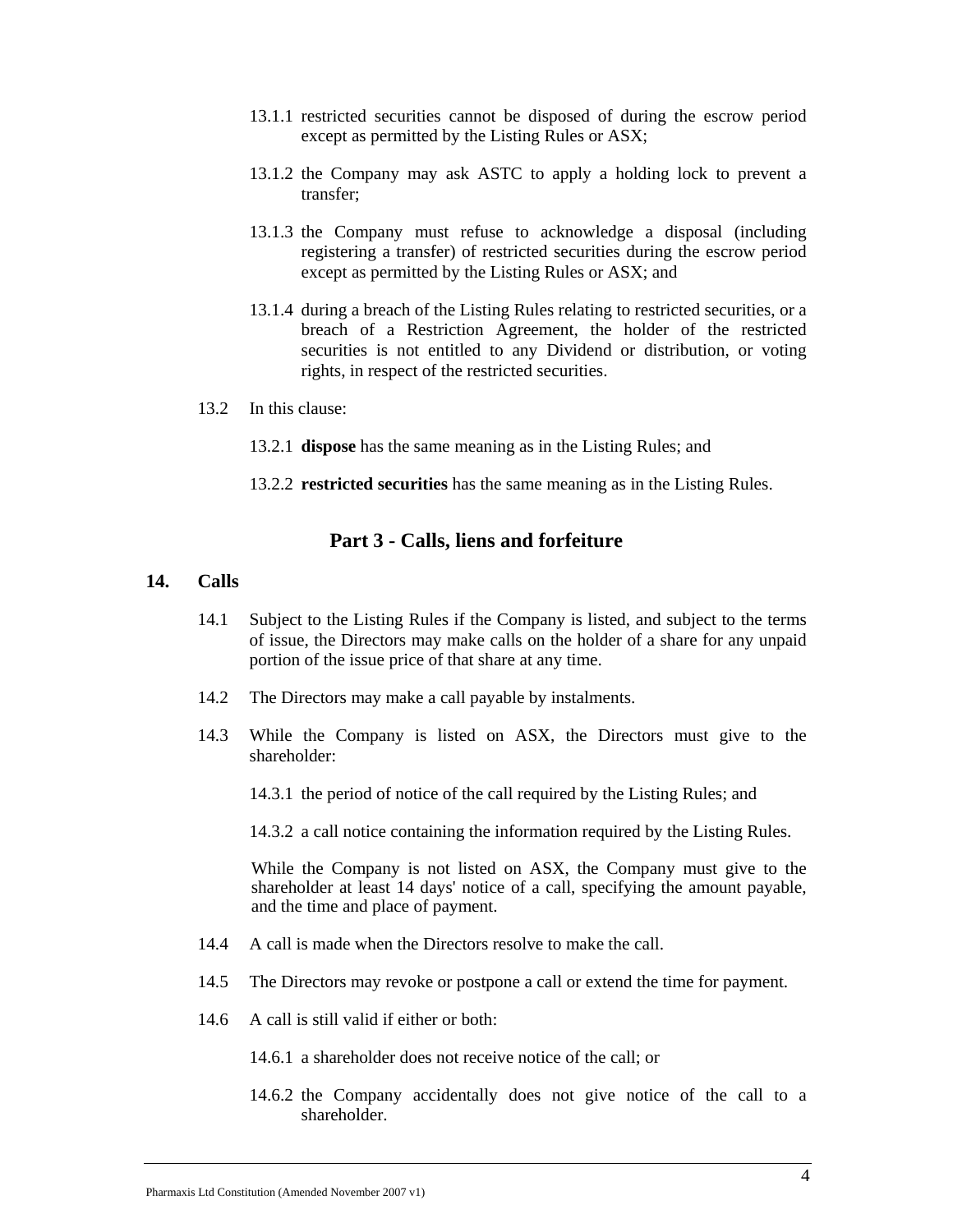13.1.1 restricted securities cannot be disposed of during the escrow period except as permitted by the Listing Rules or ASX;

13.1.2 the Company may ask ASTC to apply a holding lock to prevent a transfer;

13.1.3 the Company must refuse to acknowledge a disposal (including registering a transfer) of restricted securities during the escrow period except as permitted by the Listing Rules or ASX; and

13.1.4 during a breach of the Listing Rules relating to restricted securities, or a breach of a Restriction Agreement, the holder of the restricted securities is not entitled to any Dividend or distribution, or voting rights, in respect of the restricted securities.

13.2 In this clause:

13.2.1 **dispose** has the same meaning as in the Listing Rules; and

13.2.2 **restricted securities** has the same meaning as in the Listing Rules.

## Part 3 - Calls, liens and forfeiture

### 14. Calls

14.1 Subject to the Listing Rules if the Company is listed, and subject to the terms of issue, the Directors may make calls on the holder of a share for any unpaid portion of the issue price of that share at any time.

14.2 The Directors may make a call payable by instalments.

14.3 While the Company is listed on ASX, the Directors must give to the shareholder:

14.3.1 the period of notice of the call required by the Listing Rules; and

14.3.2 a call notice containing the information required by the Listing Rules.

While the Company is not listed on ASX, the Company must give to the shareholder at least 14 days' notice of a call, specifying the amount payable, and the time and place of payment.

14.4 A call is made when the Directors resolve to make the call.

14.5 The Directors may revoke or postpone a call or extend the time for payment.

14.6 A call is still valid if either or both:

14.6.1 a shareholder does not receive notice of the call; or

14.6.2 the Company accidentally does not give notice of the call to a shareholder.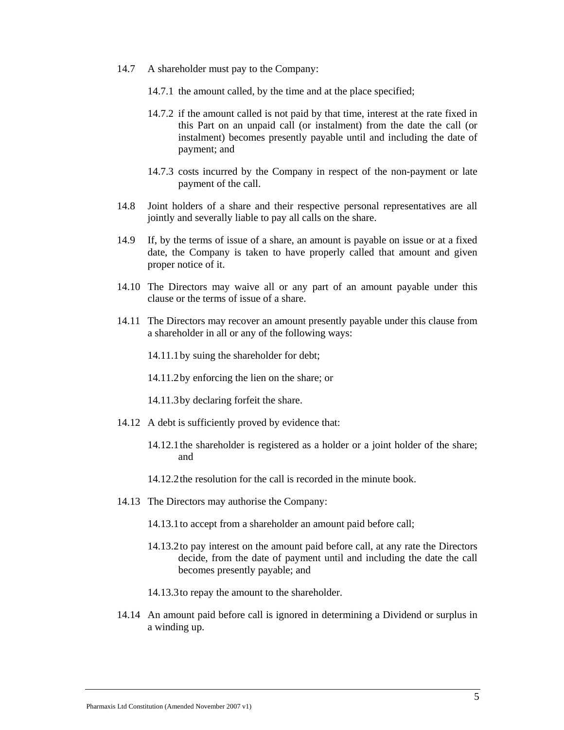14.7 A shareholder must pay to the Company:

14.7.1 the amount called, by the time and at the place specified;

14.7.2 if the amount called is not paid by that time, interest at the rate fixed in this Part on an unpaid call (or instalment) from the date the call (or instalment) becomes presently payable until and including the date of payment; and

14.7.3 costs incurred by the Company in respect of the non-payment or late payment of the call.

14.8 Joint holders of a share and their respective personal representatives are all jointly and severally liable to pay all calls on the share.

14.9 If, by the terms of issue of a share, an amount is payable on issue or at a fixed date, the Company is taken to have properly called that amount and given proper notice of it.

14.10 The Directors may waive all or any part of an amount payable under this clause or the terms of issue of a share.

14.11 The Directors may recover an amount presently payable under this clause from a shareholder in all or any of the following ways:

14.11.1 by suing the shareholder for debt;

14.11.2 by enforcing the lien on the share; or

14.11.3 by declaring forfeit the share.

14.12 A debt is sufficiently proved by evidence that:

14.12.1 the shareholder is registered as a holder or a joint holder of the share; and

14.12.2 the resolution for the call is recorded in the minute book.

14.13 The Directors may authorise the Company:

14.13.1 to accept from a shareholder an amount paid before call;

14.13.2 to pay interest on the amount paid before call, at any rate the Directors decide, from the date of payment until and including the date the call becomes presently payable; and

14.13.3 to repay the amount to the shareholder.

14.14 An amount paid before call is ignored in determining a Dividend or surplus in a winding up.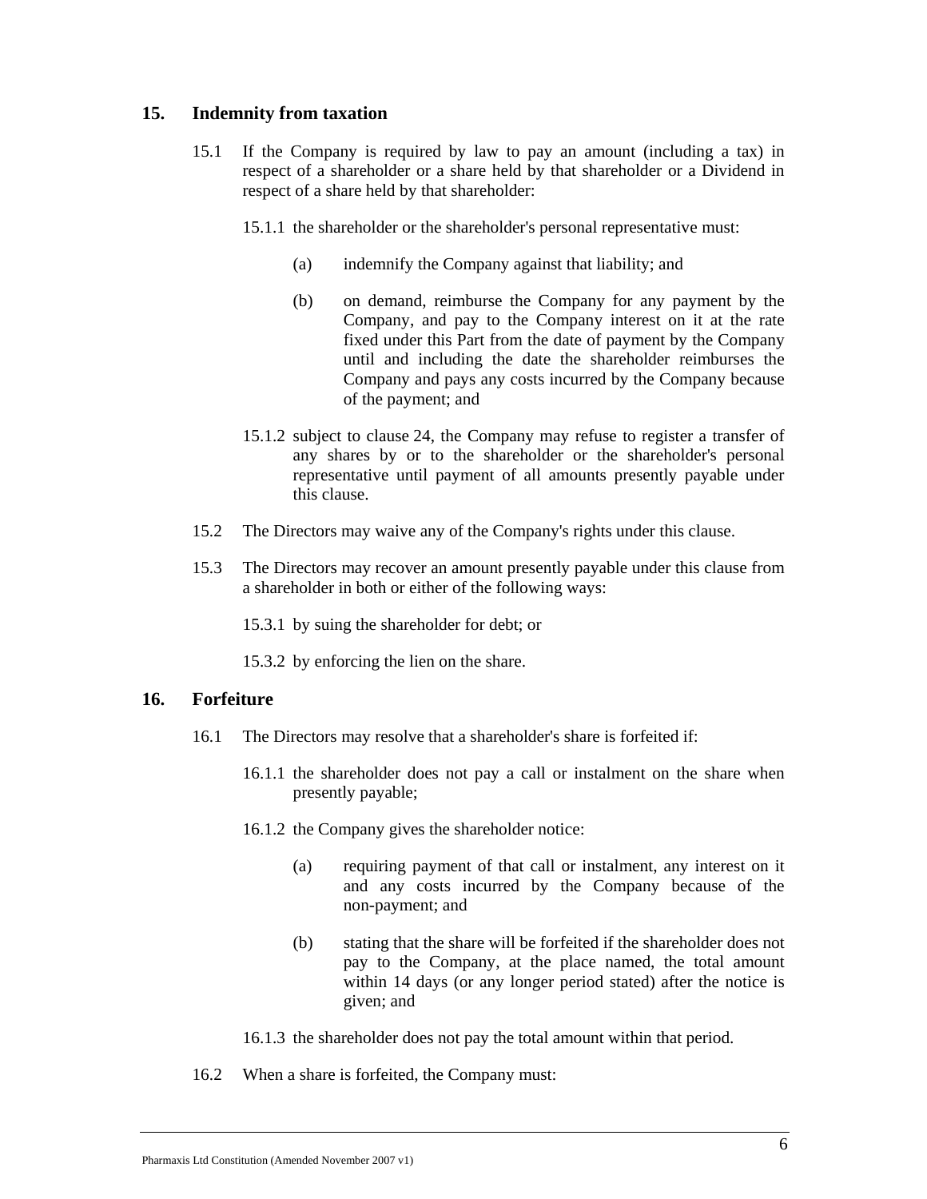## 15. Indemnity from taxation

15.1 If the Company is required by law to pay an amount (including a tax) in respect of a shareholder or a share held by that shareholder or a Dividend in respect of a share held by that shareholder:

15.1.1 the shareholder or the shareholder's personal representative must:

(a) indemnify the Company against that liability; and

(b) on demand, reimburse the Company for any payment by the Company, and pay to the Company interest on it at the rate fixed under this Part from the date of payment by the Company until and including the date the shareholder reimburses the Company and pays any costs incurred by the Company because of the payment; and

15.1.2 subject to clause 24, the Company may refuse to register a transfer of any shares by or to the shareholder or the shareholder's personal representative until payment of all amounts presently payable under this clause.

15.2 The Directors may waive any of the Company's rights under this clause.

15.3 The Directors may recover an amount presently payable under this clause from a shareholder in both or either of the following ways:

15.3.1 by suing the shareholder for debt; or

15.3.2 by enforcing the lien on the share.

## 16. Forfeiture

16.1 The Directors may resolve that a shareholder's share is forfeited if:

16.1.1 the shareholder does not pay a call or instalment on the share when presently payable;

16.1.2 the Company gives the shareholder notice:

(a) requiring payment of that call or instalment, any interest on it and any costs incurred by the Company because of the non-payment; and

(b) stating that the share will be forfeited if the shareholder does not pay to the Company, at the place named, the total amount within 14 days (or any longer period stated) after the notice is given; and

16.1.3 the shareholder does not pay the total amount within that period.

16.2 When a share is forfeited, the Company must: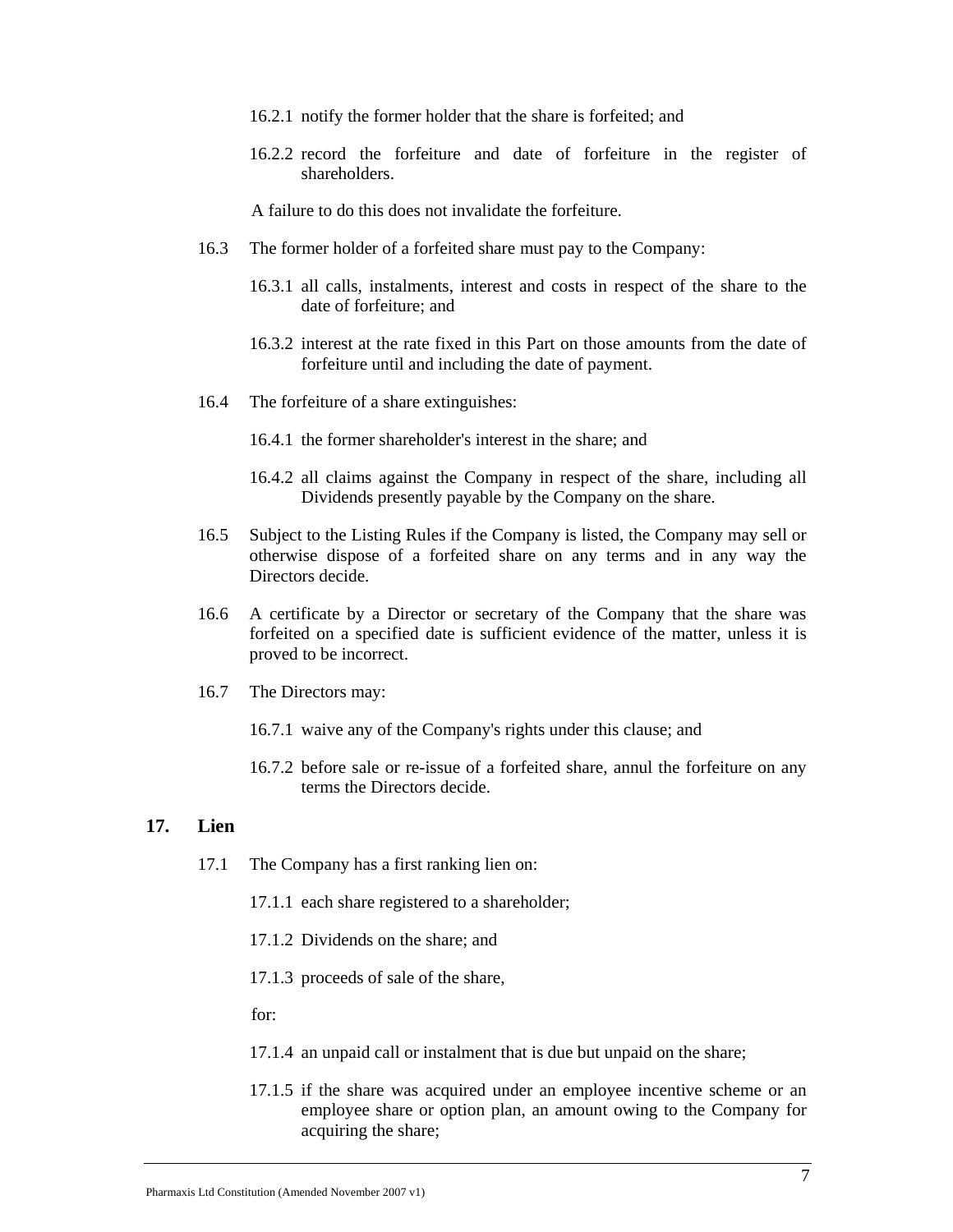16.2.1 notify the former holder that the share is forfeited; and

16.2.2 record the forfeiture and date of forfeiture in the register of shareholders.

A failure to do this does not invalidate the forfeiture.

16.3 The former holder of a forfeited share must pay to the Company:

16.3.1 all calls, instalments, interest and costs in respect of the share to the date of forfeiture; and

16.3.2 interest at the rate fixed in this Part on those amounts from the date of forfeiture until and including the date of payment.

16.4 The forfeiture of a share extinguishes:

16.4.1 the former shareholder's interest in the share; and

16.4.2 all claims against the Company in respect of the share, including all Dividends presently payable by the Company on the share.

16.5 Subject to the Listing Rules if the Company is listed, the Company may sell or otherwise dispose of a forfeited share on any terms and in any way the Directors decide.

16.6 A certificate by a Director or secretary of the Company that the share was forfeited on a specified date is sufficient evidence of the matter, unless it is proved to be incorrect.

16.7 The Directors may:

16.7.1 waive any of the Company's rights under this clause; and

16.7.2 before sale or re-issue of a forfeited share, annul the forfeiture on any terms the Directors decide.

## 17. Lien

17.1 The Company has a first ranking lien on:

17.1.1 each share registered to a shareholder;

17.1.2 Dividends on the share; and

17.1.3 proceeds of sale of the share,

for:

17.1.4 an unpaid call or instalment that is due but unpaid on the share;

17.1.5 if the share was acquired under an employee incentive scheme or an employee share or option plan, an amount owing to the Company for acquiring the share;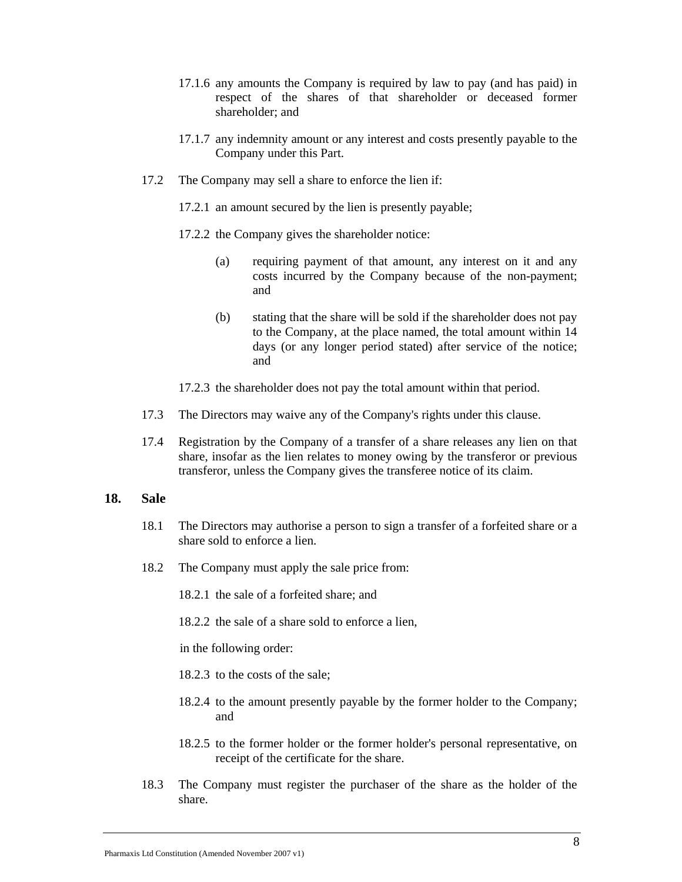17.1.6 any amounts the Company is required by law to pay (and has paid) in respect of the shares of that shareholder or deceased former shareholder; and

17.1.7 any indemnity amount or any interest and costs presently payable to the Company under this Part.

17.2 The Company may sell a share to enforce the lien if:

17.2.1 an amount secured by the lien is presently payable;

17.2.2 the Company gives the shareholder notice:

(a) requiring payment of that amount, any interest on it and any costs incurred by the Company because of the non-payment; and

(b) stating that the share will be sold if the shareholder does not pay to the Company, at the place named, the total amount within 14 days (or any longer period stated) after service of the notice; and

17.2.3 the shareholder does not pay the total amount within that period.

17.3 The Directors may waive any of the Company's rights under this clause.

17.4 Registration by the Company of a transfer of a share releases any lien on that share, insofar as the lien relates to money owing by the transferor or previous transferor, unless the Company gives the transferee notice of its claim.

## 18. Sale

18.1 The Directors may authorise a person to sign a transfer of a forfeited share or a share sold to enforce a lien.

18.2 The Company must apply the sale price from:

18.2.1 the sale of a forfeited share; and

18.2.2 the sale of a share sold to enforce a lien,

in the following order:

18.2.3 to the costs of the sale;

18.2.4 to the amount presently payable by the former holder to the Company; and

18.2.5 to the former holder or the former holder's personal representative, on receipt of the certificate for the share.

18.3 The Company must register the purchaser of the share as the holder of the share.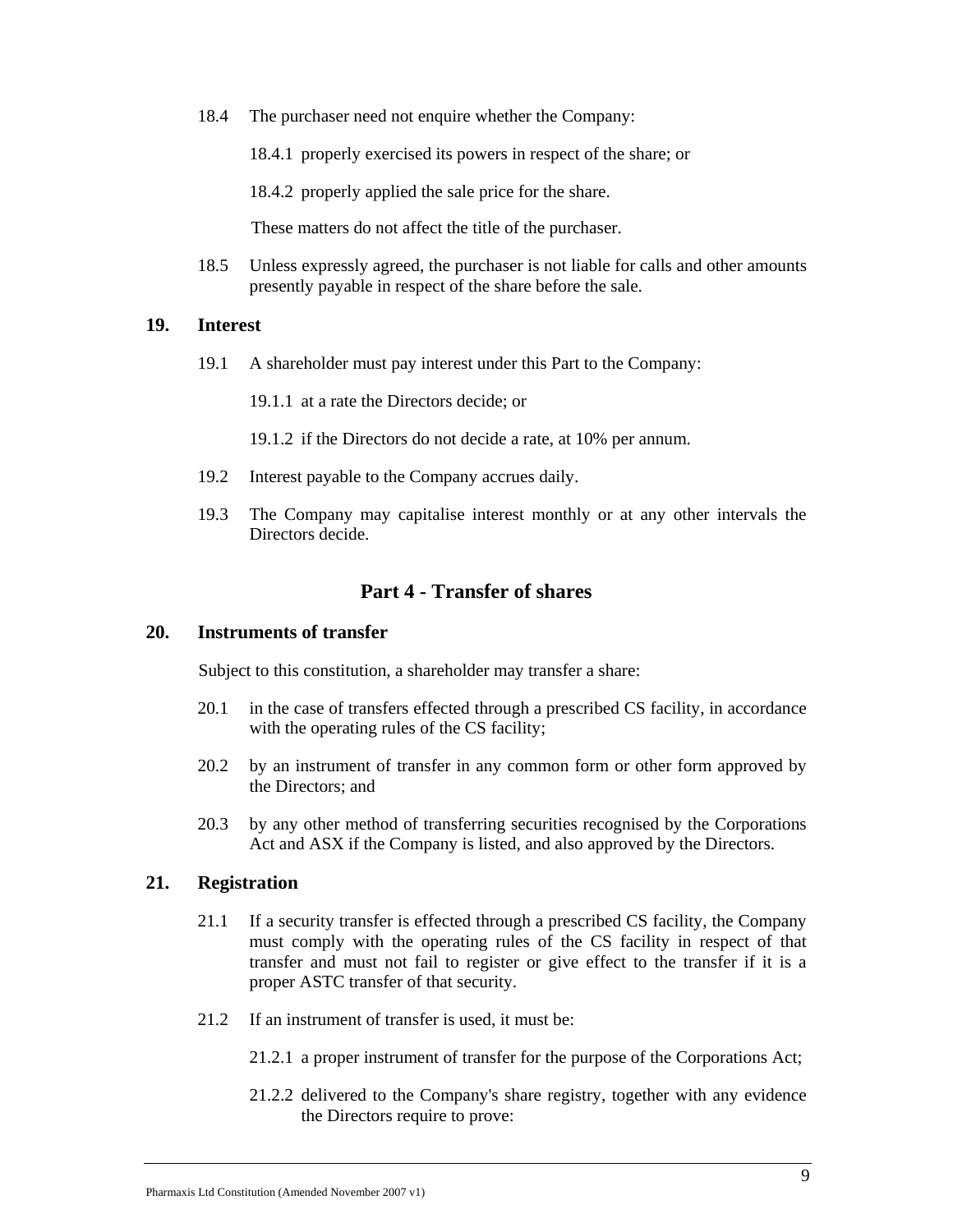18.4 The purchaser need not enquire whether the Company:

18.4.1 properly exercised its powers in respect of the share; or

18.4.2 properly applied the sale price for the share.

These matters do not affect the title of the purchaser.

18.5 Unless expressly agreed, the purchaser is not liable for calls and other amounts presently payable in respect of the share before the sale.

### 19. Interest

19.1 A shareholder must pay interest under this Part to the Company:

19.1.1 at a rate the Directors decide; or

19.1.2 if the Directors do not decide a rate, at 10% per annum.

19.2 Interest payable to the Company accrues daily.

19.3 The Company may capitalise interest monthly or at any other intervals the Directors decide.

## Part 4 - Transfer of shares

### 20. Instruments of transfer

Subject to this constitution, a shareholder may transfer a share:

20.1 in the case of transfers effected through a prescribed CS facility, in accordance with the operating rules of the CS facility;

20.2 by an instrument of transfer in any common form or other form approved by the Directors; and

20.3 by any other method of transferring securities recognised by the Corporations Act and ASX if the Company is listed, and also approved by the Directors.

### 21. Registration

21.1 If a security transfer is effected through a prescribed CS facility, the Company must comply with the operating rules of the CS facility in respect of that transfer and must not fail to register or give effect to the transfer if it is a proper ASTC transfer of that security.

21.2 If an instrument of transfer is used, it must be:

21.2.1 a proper instrument of transfer for the purpose of the Corporations Act;

21.2.2 delivered to the Company's share registry, together with any evidence the Directors require to prove: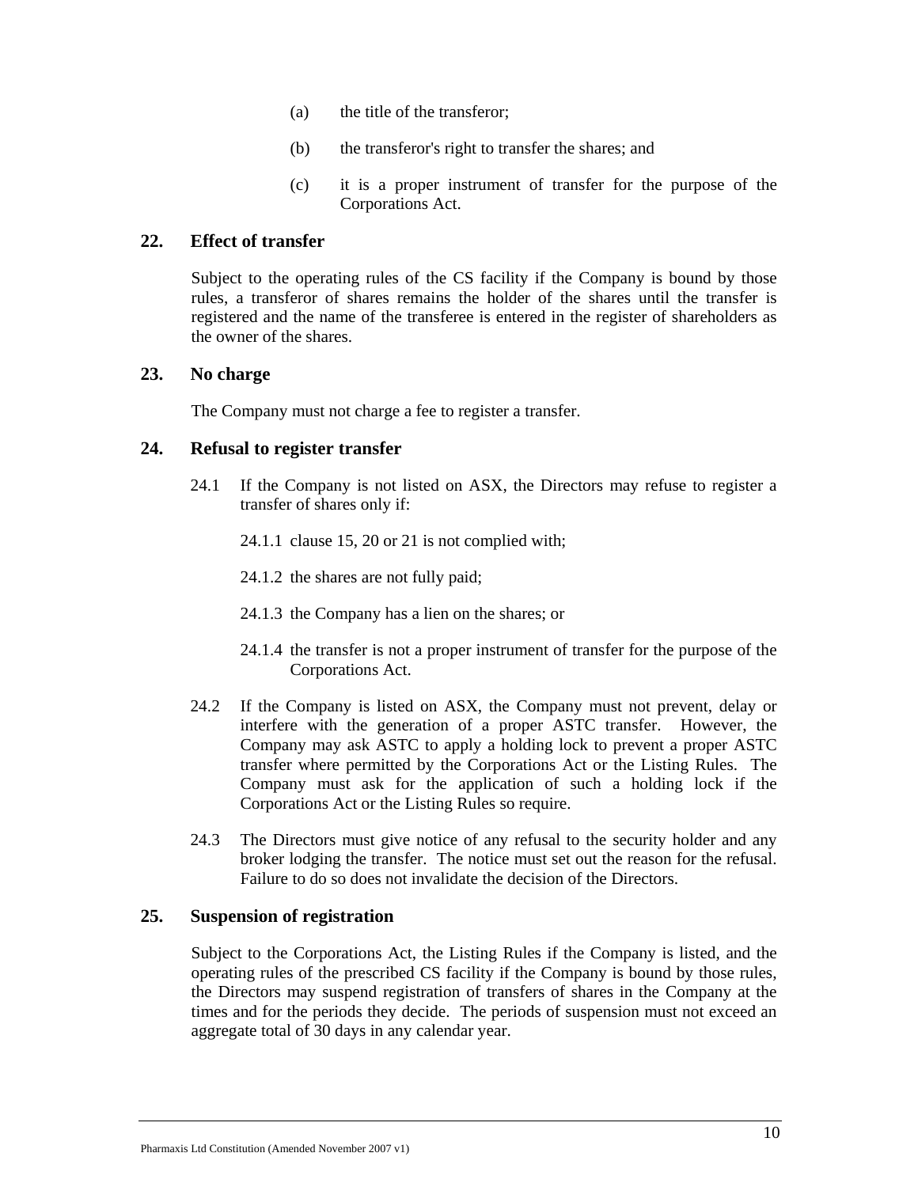(a) the title of the transferor;

(b) the transferor's right to transfer the shares; and

(c) it is a proper instrument of transfer for the purpose of the Corporations Act.

## 22. Effect of transfer

Subject to the operating rules of the CS facility if the Company is bound by those rules, a transferor of shares remains the holder of the shares until the transfer is registered and the name of the transferee is entered in the register of shareholders as the owner of the shares.

## 23. No charge

The Company must not charge a fee to register a transfer.

## 24. Refusal to register transfer

24.1 If the Company is not listed on ASX, the Directors may refuse to register a transfer of shares only if:

24.1.1 clause 15, 20 or 21 is not complied with;

24.1.2 the shares are not fully paid;

24.1.3 the Company has a lien on the shares; or

24.1.4 the transfer is not a proper instrument of transfer for the purpose of the Corporations Act.

24.2 If the Company is listed on ASX, the Company must not prevent, delay or interfere with the generation of a proper ASTC transfer. However, the Company may ask ASTC to apply a holding lock to prevent a proper ASTC transfer where permitted by the Corporations Act or the Listing Rules. The Company must ask for the application of such a holding lock if the Corporations Act or the Listing Rules so require.

24.3 The Directors must give notice of any refusal to the security holder and any broker lodging the transfer. The notice must set out the reason for the refusal. Failure to do so does not invalidate the decision of the Directors.

## 25. Suspension of registration

Subject to the Corporations Act, the Listing Rules if the Company is listed, and the operating rules of the prescribed CS facility if the Company is bound by those rules, the Directors may suspend registration of transfers of shares in the Company at the times and for the periods they decide. The periods of suspension must not exceed an aggregate total of 30 days in any calendar year.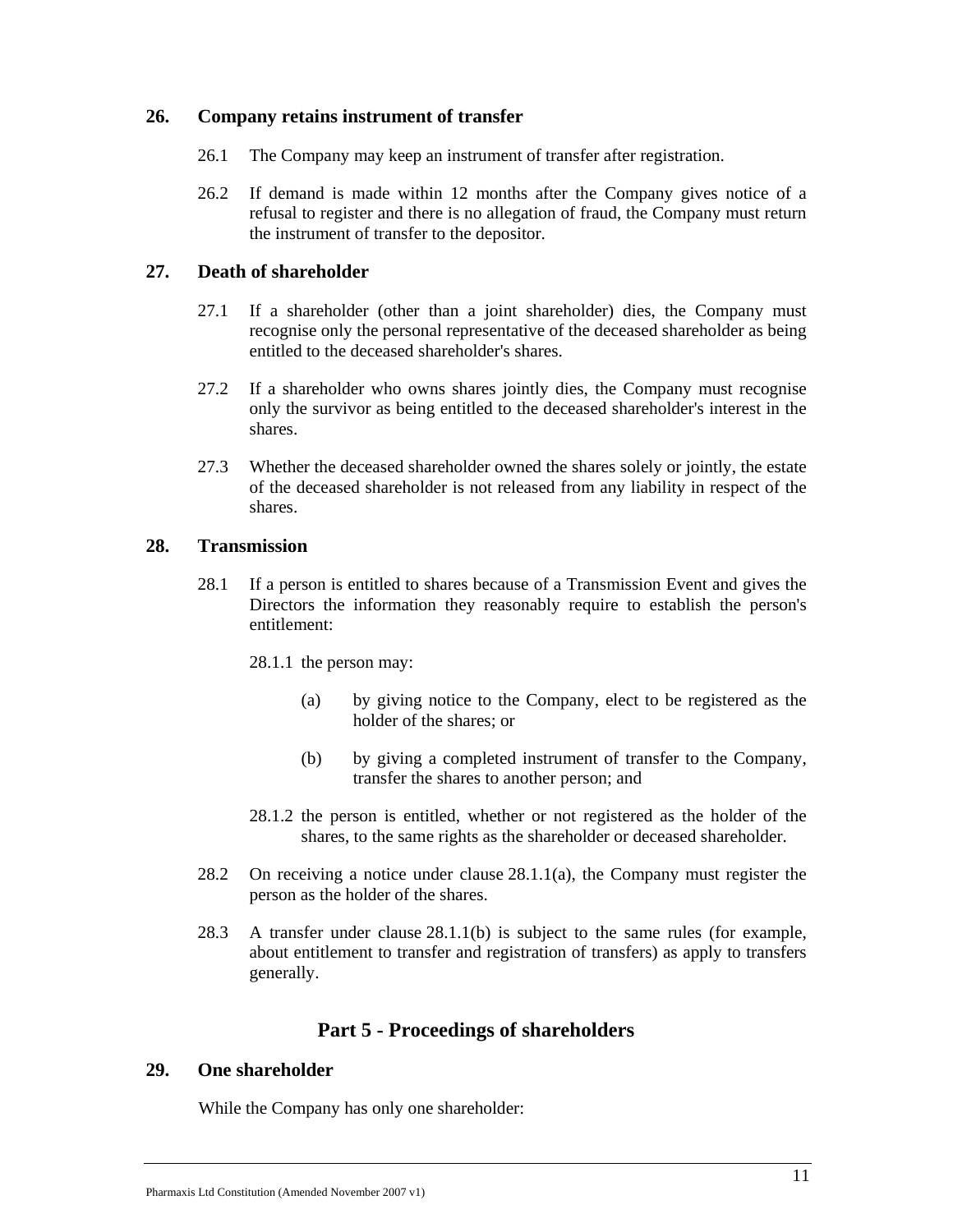## 26. Company retains instrument of transfer

26.1 The Company may keep an instrument of transfer after registration.

26.2 If demand is made within 12 months after the Company gives notice of a refusal to register and there is no allegation of fraud, the Company must return the instrument of transfer to the depositor.

## 27. Death of shareholder

27.1 If a shareholder (other than a joint shareholder) dies, the Company must recognise only the personal representative of the deceased shareholder as being entitled to the deceased shareholder's shares.

27.2 If a shareholder who owns shares jointly dies, the Company must recognise only the survivor as being entitled to the deceased shareholder's interest in the shares.

27.3 Whether the deceased shareholder owned the shares solely or jointly, the estate of the deceased shareholder is not released from any liability in respect of the shares.

## 28. Transmission

28.1 If a person is entitled to shares because of a Transmission Event and gives the Directors the information they reasonably require to establish the person's entitlement:

28.1.1 the person may:

(a) by giving notice to the Company, elect to be registered as the holder of the shares; or

(b) by giving a completed instrument of transfer to the Company, transfer the shares to another person; and

28.1.2 the person is entitled, whether or not registered as the holder of the shares, to the same rights as the shareholder or deceased shareholder.

28.2 On receiving a notice under clause 28.1.1(a), the Company must register the person as the holder of the shares.

28.3 A transfer under clause 28.1.1(b) is subject to the same rules (for example, about entitlement to transfer and registration of transfers) as apply to transfers generally.

# Part 5 - Proceedings of shareholders

## 29. One shareholder

While the Company has only one shareholder: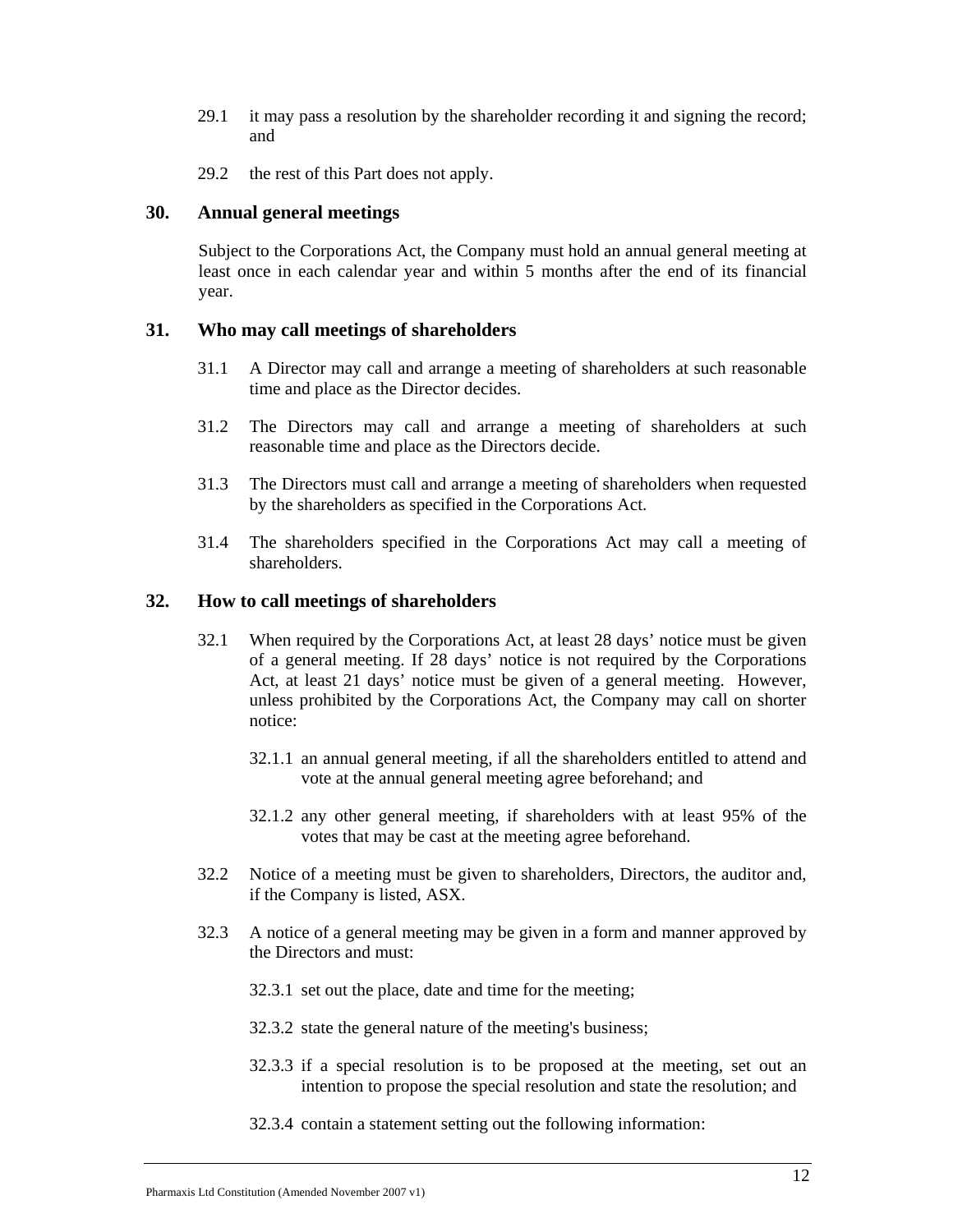29.1 it may pass a resolution by the shareholder recording it and signing the record; and

29.2 the rest of this Part does not apply.

## 30. Annual general meetings

Subject to the Corporations Act, the Company must hold an annual general meeting at least once in each calendar year and within 5 months after the end of its financial year.

## 31. Who may call meetings of shareholders

31.1 A Director may call and arrange a meeting of shareholders at such reasonable time and place as the Director decides.

31.2 The Directors may call and arrange a meeting of shareholders at such reasonable time and place as the Directors decide.

31.3 The Directors must call and arrange a meeting of shareholders when requested by the shareholders as specified in the Corporations Act.

31.4 The shareholders specified in the Corporations Act may call a meeting of shareholders.

## 32. How to call meetings of shareholders

32.1 When required by the Corporations Act, at least 28 days' notice must be given of a general meeting. If 28 days' notice is not required by the Corporations Act, at least 21 days' notice must be given of a general meeting. However, unless prohibited by the Corporations Act, the Company may call on shorter notice:

32.1.1 an annual general meeting, if all the shareholders entitled to attend and vote at the annual general meeting agree beforehand; and

32.1.2 any other general meeting, if shareholders with at least 95% of the votes that may be cast at the meeting agree beforehand.

32.2 Notice of a meeting must be given to shareholders, Directors, the auditor and, if the Company is listed, ASX.

32.3 A notice of a general meeting may be given in a form and manner approved by the Directors and must:

32.3.1 set out the place, date and time for the meeting;

32.3.2 state the general nature of the meeting's business;

32.3.3 if a special resolution is to be proposed at the meeting, set out an intention to propose the special resolution and state the resolution; and

32.3.4 contain a statement setting out the following information: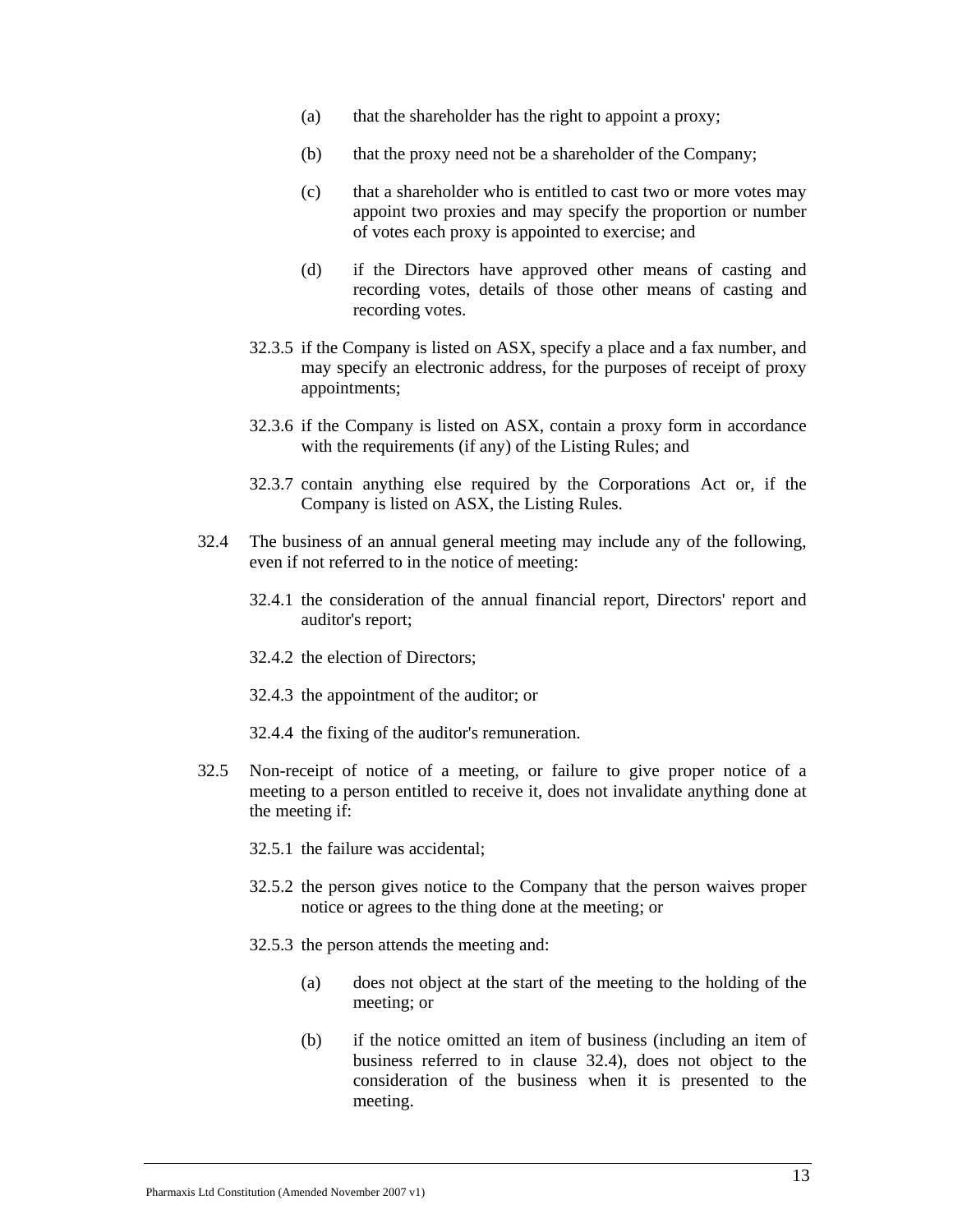(a) that the shareholder has the right to appoint a proxy;

(b) that the proxy need not be a shareholder of the Company;

(c) that a shareholder who is entitled to cast two or more votes may appoint two proxies and may specify the proportion or number of votes each proxy is appointed to exercise; and

(d) if the Directors have approved other means of casting and recording votes, details of those other means of casting and recording votes.

32.3.5 if the Company is listed on ASX, specify a place and a fax number, and may specify an electronic address, for the purposes of receipt of proxy appointments;

32.3.6 if the Company is listed on ASX, contain a proxy form in accordance with the requirements (if any) of the Listing Rules; and

32.3.7 contain anything else required by the Corporations Act or, if the Company is listed on ASX, the Listing Rules.

32.4 The business of an annual general meeting may include any of the following, even if not referred to in the notice of meeting:

32.4.1 the consideration of the annual financial report, Directors' report and auditor's report;

32.4.2 the election of Directors;

32.4.3 the appointment of the auditor; or

32.4.4 the fixing of the auditor's remuneration.

32.5 Non-receipt of notice of a meeting, or failure to give proper notice of a meeting to a person entitled to receive it, does not invalidate anything done at the meeting if:

32.5.1 the failure was accidental;

32.5.2 the person gives notice to the Company that the person waives proper notice or agrees to the thing done at the meeting; or

32.5.3 the person attends the meeting and:

(a) does not object at the start of the meeting to the holding of the meeting; or

(b) if the notice omitted an item of business (including an item of business referred to in clause 32.4), does not object to the consideration of the business when it is presented to the meeting.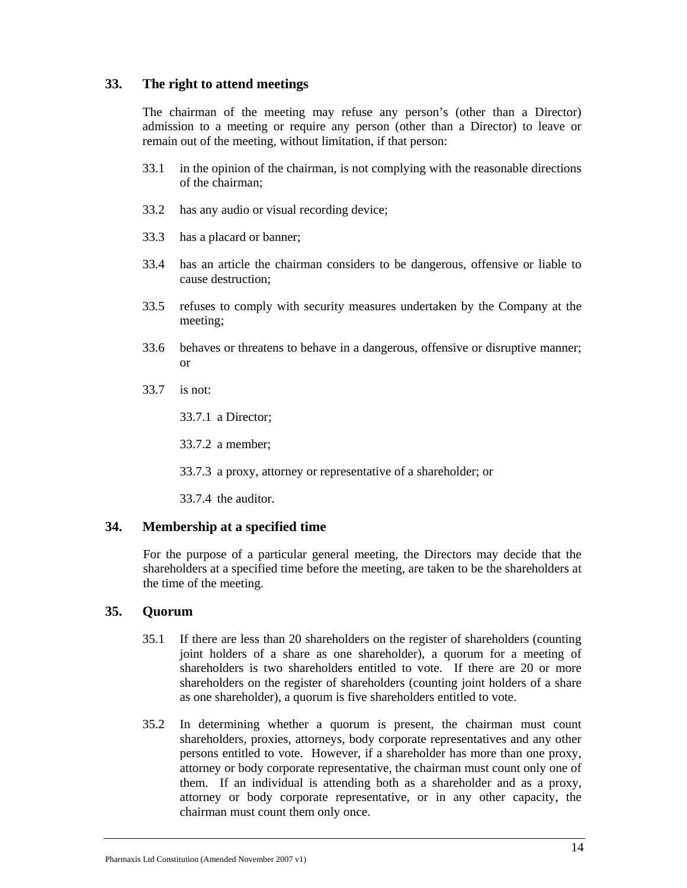## 33. The right to attend meetings

The chairman of the meeting may refuse any person's (other than a Director) admission to a meeting or require any person (other than a Director) to leave or remain out of the meeting, without limitation, if that person:

33.1 in the opinion of the chairman, is not complying with the reasonable directions of the chairman;

33.2 has any audio or visual recording device;

33.3 has a placard or banner;

33.4 has an article the chairman considers to be dangerous, offensive or liable to cause destruction;

33.5 refuses to comply with security measures undertaken by the Company at the meeting;

33.6 behaves or threatens to behave in a dangerous, offensive or disruptive manner; or

33.7 is not:

33.7.1 a Director;

33.7.2 a member;

33.7.3 a proxy, attorney or representative of a shareholder; or

33.7.4 the auditor.

## 34. Membership at a specified time

For the purpose of a particular general meeting, the Directors may decide that the shareholders at a specified time before the meeting, are taken to be the shareholders at the time of the meeting.

## 35. Quorum

35.1 If there are less than 20 shareholders on the register of shareholders (counting joint holders of a share as one shareholder), a quorum for a meeting of shareholders is two shareholders entitled to vote. If there are 20 or more shareholders on the register of shareholders (counting joint holders of a share as one shareholder), a quorum is five shareholders entitled to vote.

35.2 In determining whether a quorum is present, the chairman must count shareholders, proxies, attorneys, body corporate representatives and any other persons entitled to vote. However, if a shareholder has more than one proxy, attorney or body corporate representative, the chairman must count only one of them. If an individual is attending both as a shareholder and as a proxy, attorney or body corporate representative, or in any other capacity, the chairman must count them only once.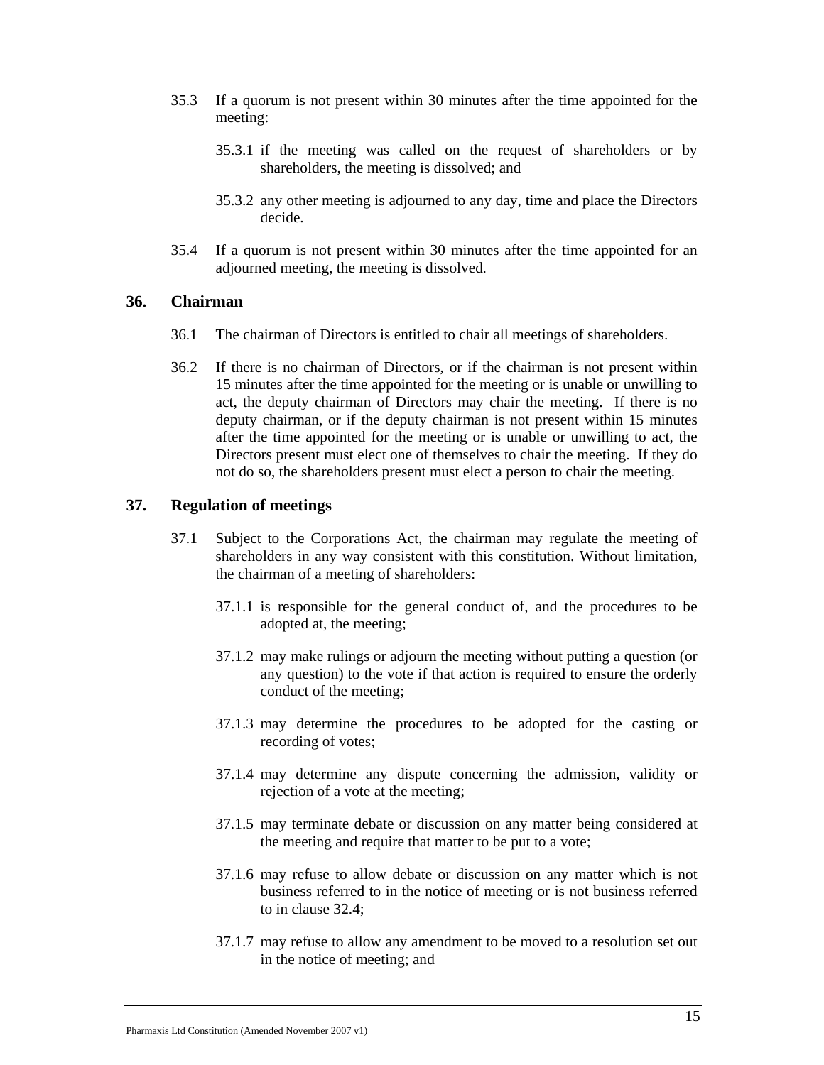35.3 If a quorum is not present within 30 minutes after the time appointed for the meeting:

35.3.1 if the meeting was called on the request of shareholders or by shareholders, the meeting is dissolved; and

35.3.2 any other meeting is adjourned to any day, time and place the Directors decide.

35.4 If a quorum is not present within 30 minutes after the time appointed for an adjourned meeting, the meeting is dissolved.

## 36. Chairman

36.1 The chairman of Directors is entitled to chair all meetings of shareholders.

36.2 If there is no chairman of Directors, or if the chairman is not present within 15 minutes after the time appointed for the meeting or is unable or unwilling to act, the deputy chairman of Directors may chair the meeting. If there is no deputy chairman, or if the deputy chairman is not present within 15 minutes after the time appointed for the meeting or is unable or unwilling to act, the Directors present must elect one of themselves to chair the meeting. If they do not do so, the shareholders present must elect a person to chair the meeting.

## 37. Regulation of meetings

37.1 Subject to the Corporations Act, the chairman may regulate the meeting of shareholders in any way consistent with this constitution. Without limitation, the chairman of a meeting of shareholders:

37.1.1 is responsible for the general conduct of, and the procedures to be adopted at, the meeting;

37.1.2 may make rulings or adjourn the meeting without putting a question (or any question) to the vote if that action is required to ensure the orderly conduct of the meeting;

37.1.3 may determine the procedures to be adopted for the casting or recording of votes;

37.1.4 may determine any dispute concerning the admission, validity or rejection of a vote at the meeting;

37.1.5 may terminate debate or discussion on any matter being considered at the meeting and require that matter to be put to a vote;

37.1.6 may refuse to allow debate or discussion on any matter which is not business referred to in the notice of meeting or is not business referred to in clause 32.4;

37.1.7 may refuse to allow any amendment to be moved to a resolution set out in the notice of meeting; and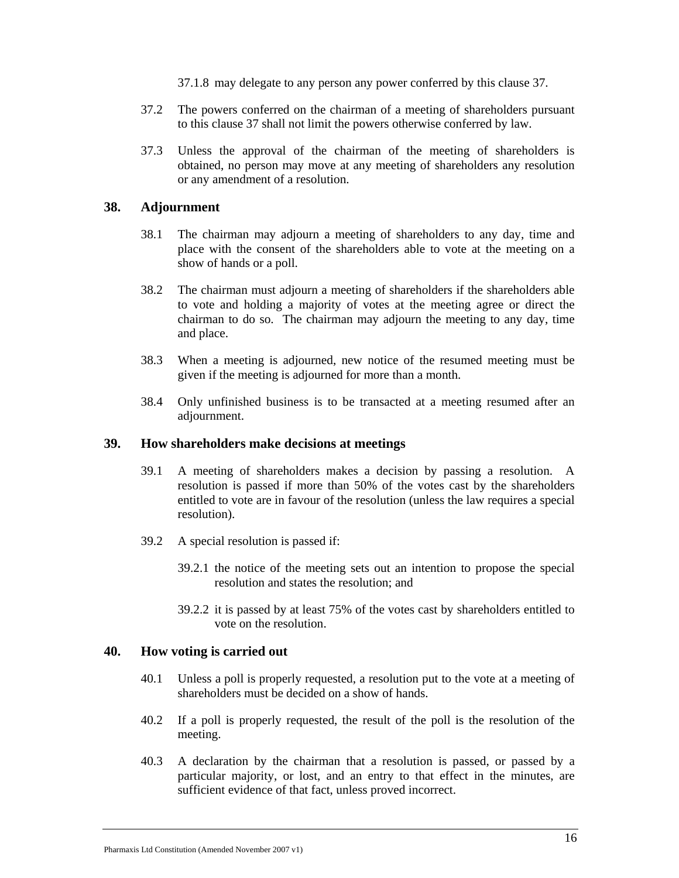37.1.8 may delegate to any person any power conferred by this clause 37.

37.2 The powers conferred on the chairman of a meeting of shareholders pursuant to this clause 37 shall not limit the powers otherwise conferred by law.

37.3 Unless the approval of the chairman of the meeting of shareholders is obtained, no person may move at any meeting of shareholders any resolution or any amendment of a resolution.

## 38. Adjournment

38.1 The chairman may adjourn a meeting of shareholders to any day, time and place with the consent of the shareholders able to vote at the meeting on a show of hands or a poll.

38.2 The chairman must adjourn a meeting of shareholders if the shareholders able to vote and holding a majority of votes at the meeting agree or direct the chairman to do so. The chairman may adjourn the meeting to any day, time and place.

38.3 When a meeting is adjourned, new notice of the resumed meeting must be given if the meeting is adjourned for more than a month.

38.4 Only unfinished business is to be transacted at a meeting resumed after an adjournment.

## 39. How shareholders make decisions at meetings

39.1 A meeting of shareholders makes a decision by passing a resolution. A resolution is passed if more than 50% of the votes cast by the shareholders entitled to vote are in favour of the resolution (unless the law requires a special resolution).

39.2 A special resolution is passed if:

39.2.1 the notice of the meeting sets out an intention to propose the special resolution and states the resolution; and

39.2.2 it is passed by at least 75% of the votes cast by shareholders entitled to vote on the resolution.

## 40. How voting is carried out

40.1 Unless a poll is properly requested, a resolution put to the vote at a meeting of shareholders must be decided on a show of hands.

40.2 If a poll is properly requested, the result of the poll is the resolution of the meeting.

40.3 A declaration by the chairman that a resolution is passed, or passed by a particular majority, or lost, and an entry to that effect in the minutes, are sufficient evidence of that fact, unless proved incorrect.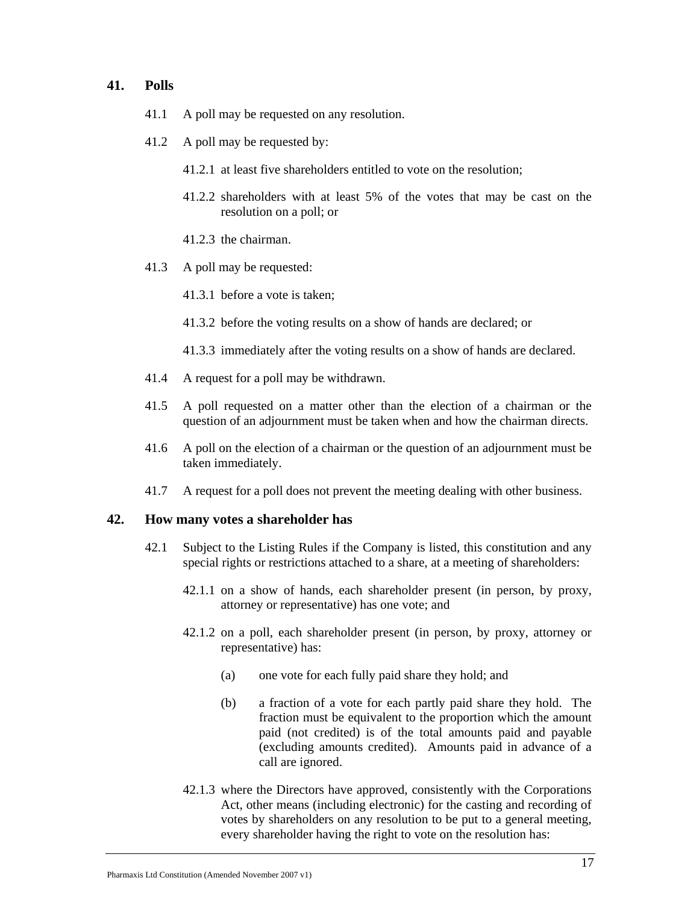## 41. Polls

41.1 A poll may be requested on any resolution.

41.2 A poll may be requested by:

41.2.1 at least five shareholders entitled to vote on the resolution;

41.2.2 shareholders with at least 5% of the votes that may be cast on the resolution on a poll; or

41.2.3 the chairman.

41.3 A poll may be requested:

41.3.1 before a vote is taken;

41.3.2 before the voting results on a show of hands are declared; or

41.3.3 immediately after the voting results on a show of hands are declared.

41.4 A request for a poll may be withdrawn.

41.5 A poll requested on a matter other than the election of a chairman or the question of an adjournment must be taken when and how the chairman directs.

41.6 A poll on the election of a chairman or the question of an adjournment must be taken immediately.

41.7 A request for a poll does not prevent the meeting dealing with other business.

## 42. How many votes a shareholder has

42.1 Subject to the Listing Rules if the Company is listed, this constitution and any special rights or restrictions attached to a share, at a meeting of shareholders:

42.1.1 on a show of hands, each shareholder present (in person, by proxy, attorney or representative) has one vote; and

42.1.2 on a poll, each shareholder present (in person, by proxy, attorney or representative) has:

(a) one vote for each fully paid share they hold; and

(b) a fraction of a vote for each partly paid share they hold. The fraction must be equivalent to the proportion which the amount paid (not credited) is of the total amounts paid and payable (excluding amounts credited). Amounts paid in advance of a call are ignored.

42.1.3 where the Directors have approved, consistently with the Corporations Act, other means (including electronic) for the casting and recording of votes by shareholders on any resolution to be put to a general meeting, every shareholder having the right to vote on the resolution has: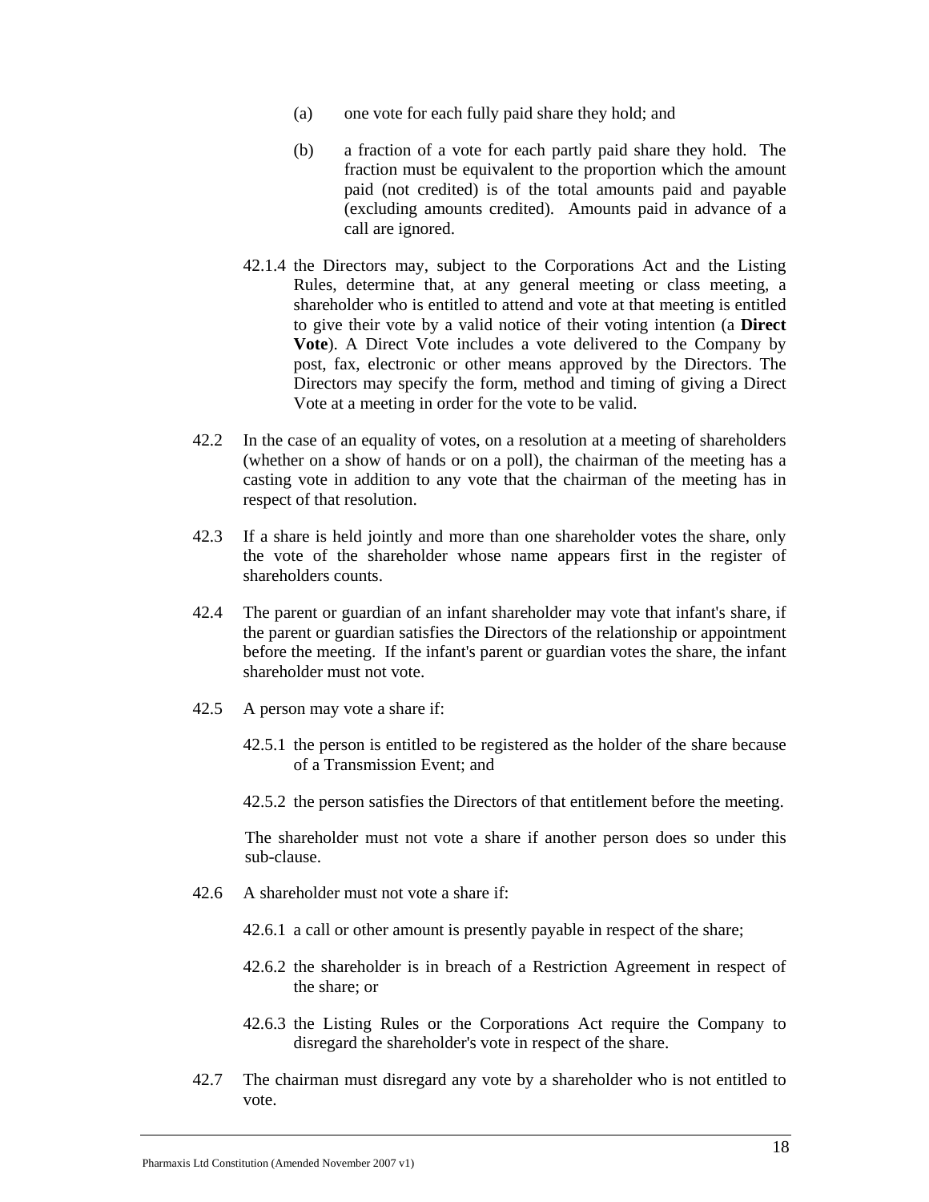(a) one vote for each fully paid share they hold; and

(b) a fraction of a vote for each partly paid share they hold. The fraction must be equivalent to the proportion which the amount paid (not credited) is of the total amounts paid and payable (excluding amounts credited). Amounts paid in advance of a call are ignored.

42.1.4 the Directors may, subject to the Corporations Act and the Listing Rules, determine that, at any general meeting or class meeting, a shareholder who is entitled to attend and vote at that meeting is entitled to give their vote by a valid notice of their voting intention (a **Direct Vote**). A Direct Vote includes a vote delivered to the Company by post, fax, electronic or other means approved by the Directors. The Directors may specify the form, method and timing of giving a Direct Vote at a meeting in order for the vote to be valid.

42.2 In the case of an equality of votes, on a resolution at a meeting of shareholders (whether on a show of hands or on a poll), the chairman of the meeting has a casting vote in addition to any vote that the chairman of the meeting has in respect of that resolution.

42.3 If a share is held jointly and more than one shareholder votes the share, only the vote of the shareholder whose name appears first in the register of shareholders counts.

42.4 The parent or guardian of an infant shareholder may vote that infant's share, if the parent or guardian satisfies the Directors of the relationship or appointment before the meeting. If the infant's parent or guardian votes the share, the infant shareholder must not vote.

42.5 A person may vote a share if:

42.5.1 the person is entitled to be registered as the holder of the share because of a Transmission Event; and

42.5.2 the person satisfies the Directors of that entitlement before the meeting.

The shareholder must not vote a share if another person does so under this sub-clause.

42.6 A shareholder must not vote a share if:

42.6.1 a call or other amount is presently payable in respect of the share;

42.6.2 the shareholder is in breach of a Restriction Agreement in respect of the share; or

42.6.3 the Listing Rules or the Corporations Act require the Company to disregard the shareholder's vote in respect of the share.

42.7 The chairman must disregard any vote by a shareholder who is not entitled to vote.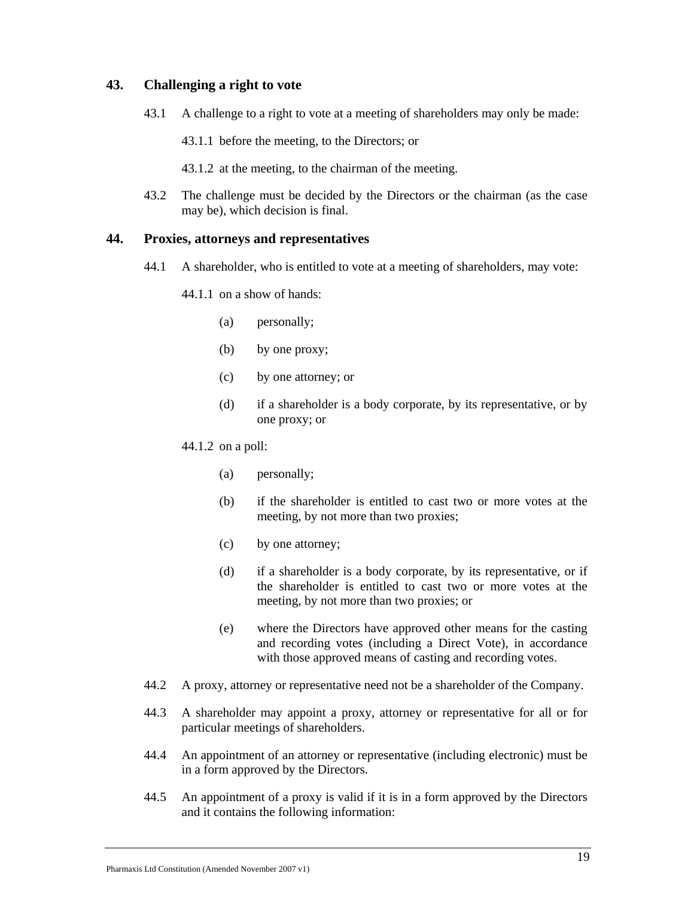## 43. Challenging a right to vote

43.1 A challenge to a right to vote at a meeting of shareholders may only be made:

43.1.1 before the meeting, to the Directors; or

43.1.2 at the meeting, to the chairman of the meeting.

43.2 The challenge must be decided by the Directors or the chairman (as the case may be), which decision is final.

## 44. Proxies, attorneys and representatives

44.1 A shareholder, who is entitled to vote at a meeting of shareholders, may vote:

44.1.1 on a show of hands:

(a) personally;

(b) by one proxy;

(c) by one attorney; or

(d) if a shareholder is a body corporate, by its representative, or by one proxy; or

44.1.2 on a poll:

(a) personally;

(b) if the shareholder is entitled to cast two or more votes at the meeting, by not more than two proxies;

(c) by one attorney;

(d) if a shareholder is a body corporate, by its representative, or if the shareholder is entitled to cast two or more votes at the meeting, by not more than two proxies; or

(e) where the Directors have approved other means for the casting and recording votes (including a Direct Vote), in accordance with those approved means of casting and recording votes.

44.2 A proxy, attorney or representative need not be a shareholder of the Company.

44.3 A shareholder may appoint a proxy, attorney or representative for all or for particular meetings of shareholders.

44.4 An appointment of an attorney or representative (including electronic) must be in a form approved by the Directors.

44.5 An appointment of a proxy is valid if it is in a form approved by the Directors and it contains the following information: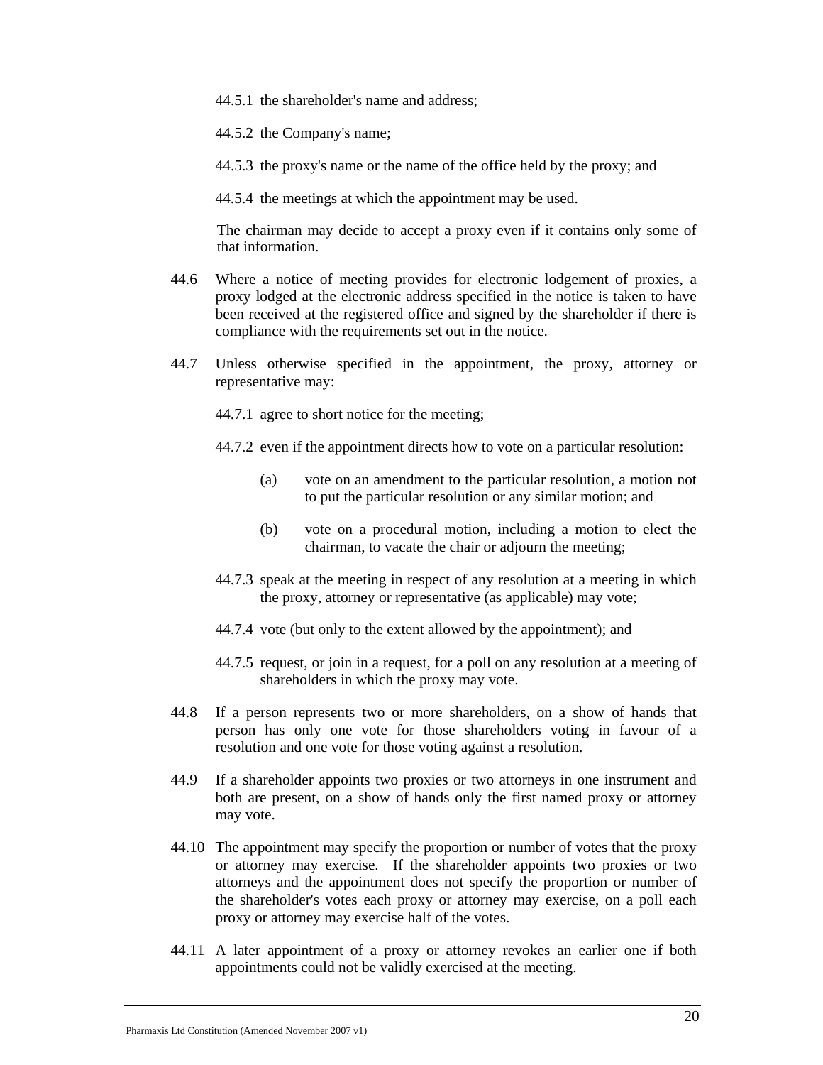44.5.1 the shareholder's name and address;

44.5.2 the Company's name;

44.5.3 the proxy's name or the name of the office held by the proxy; and

44.5.4 the meetings at which the appointment may be used.

The chairman may decide to accept a proxy even if it contains only some of that information.

44.6 Where a notice of meeting provides for electronic lodgement of proxies, a proxy lodged at the electronic address specified in the notice is taken to have been received at the registered office and signed by the shareholder if there is compliance with the requirements set out in the notice.

44.7 Unless otherwise specified in the appointment, the proxy, attorney or representative may:

44.7.1 agree to short notice for the meeting;

44.7.2 even if the appointment directs how to vote on a particular resolution:

(a) vote on an amendment to the particular resolution, a motion not to put the particular resolution or any similar motion; and

(b) vote on a procedural motion, including a motion to elect the chairman, to vacate the chair or adjourn the meeting;

44.7.3 speak at the meeting in respect of any resolution at a meeting in which the proxy, attorney or representative (as applicable) may vote;

44.7.4 vote (but only to the extent allowed by the appointment); and

44.7.5 request, or join in a request, for a poll on any resolution at a meeting of shareholders in which the proxy may vote.

44.8 If a person represents two or more shareholders, on a show of hands that person has only one vote for those shareholders voting in favour of a resolution and one vote for those voting against a resolution.

44.9 If a shareholder appoints two proxies or two attorneys in one instrument and both are present, on a show of hands only the first named proxy or attorney may vote.

44.10 The appointment may specify the proportion or number of votes that the proxy or attorney may exercise. If the shareholder appoints two proxies or two attorneys and the appointment does not specify the proportion or number of the shareholder's votes each proxy or attorney may exercise, on a poll each proxy or attorney may exercise half of the votes.

44.11 A later appointment of a proxy or attorney revokes an earlier one if both appointments could not be validly exercised at the meeting.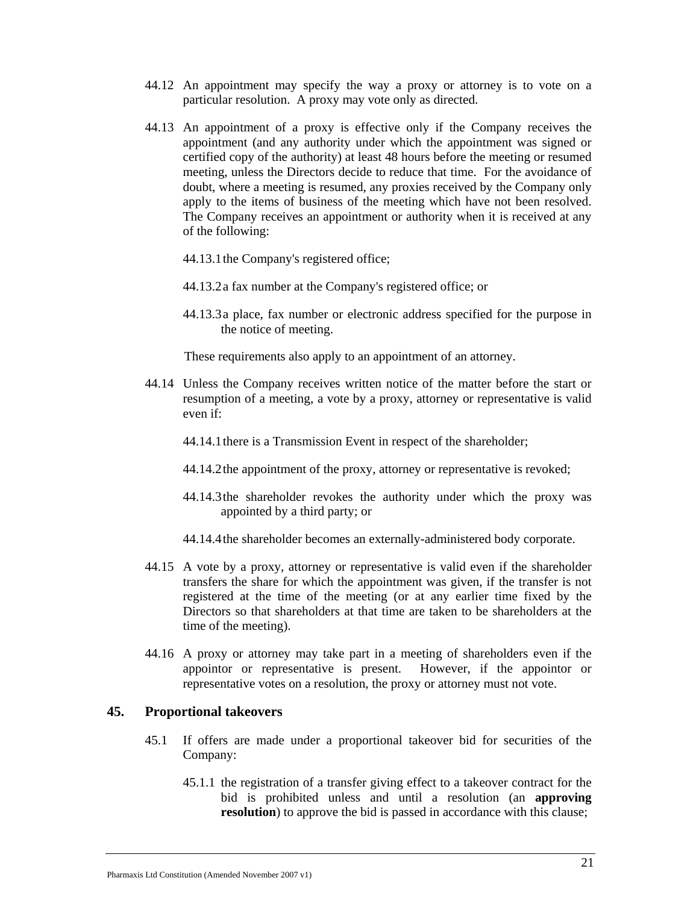44.12 An appointment may specify the way a proxy or attorney is to vote on a particular resolution. A proxy may vote only as directed.

44.13 An appointment of a proxy is effective only if the Company receives the appointment (and any authority under which the appointment was signed or certified copy of the authority) at least 48 hours before the meeting or resumed meeting, unless the Directors decide to reduce that time. For the avoidance of doubt, where a meeting is resumed, any proxies received by the Company only apply to the items of business of the meeting which have not been resolved. The Company receives an appointment or authority when it is received at any of the following:

44.13.1 the Company's registered office;

44.13.2 a fax number at the Company's registered office; or

44.13.3 a place, fax number or electronic address specified for the purpose in the notice of meeting.

These requirements also apply to an appointment of an attorney.

44.14 Unless the Company receives written notice of the matter before the start or resumption of a meeting, a vote by a proxy, attorney or representative is valid even if:

44.14.1 there is a Transmission Event in respect of the shareholder;

44.14.2 the appointment of the proxy, attorney or representative is revoked;

44.14.3 the shareholder revokes the authority under which the proxy was appointed by a third party; or

44.14.4 the shareholder becomes an externally-administered body corporate.

44.15 A vote by a proxy, attorney or representative is valid even if the shareholder transfers the share for which the appointment was given, if the transfer is not registered at the time of the meeting (or at any earlier time fixed by the Directors so that shareholders at that time are taken to be shareholders at the time of the meeting).

44.16 A proxy or attorney may take part in a meeting of shareholders even if the appointor or representative is present. However, if the appointor or representative votes on a resolution, the proxy or attorney must not vote.

## 45. Proportional takeovers

45.1 If offers are made under a proportional takeover bid for securities of the Company:

45.1.1 the registration of a transfer giving effect to a takeover contract for the bid is prohibited unless and until a resolution (an **approving resolution**) to approve the bid is passed in accordance with this clause;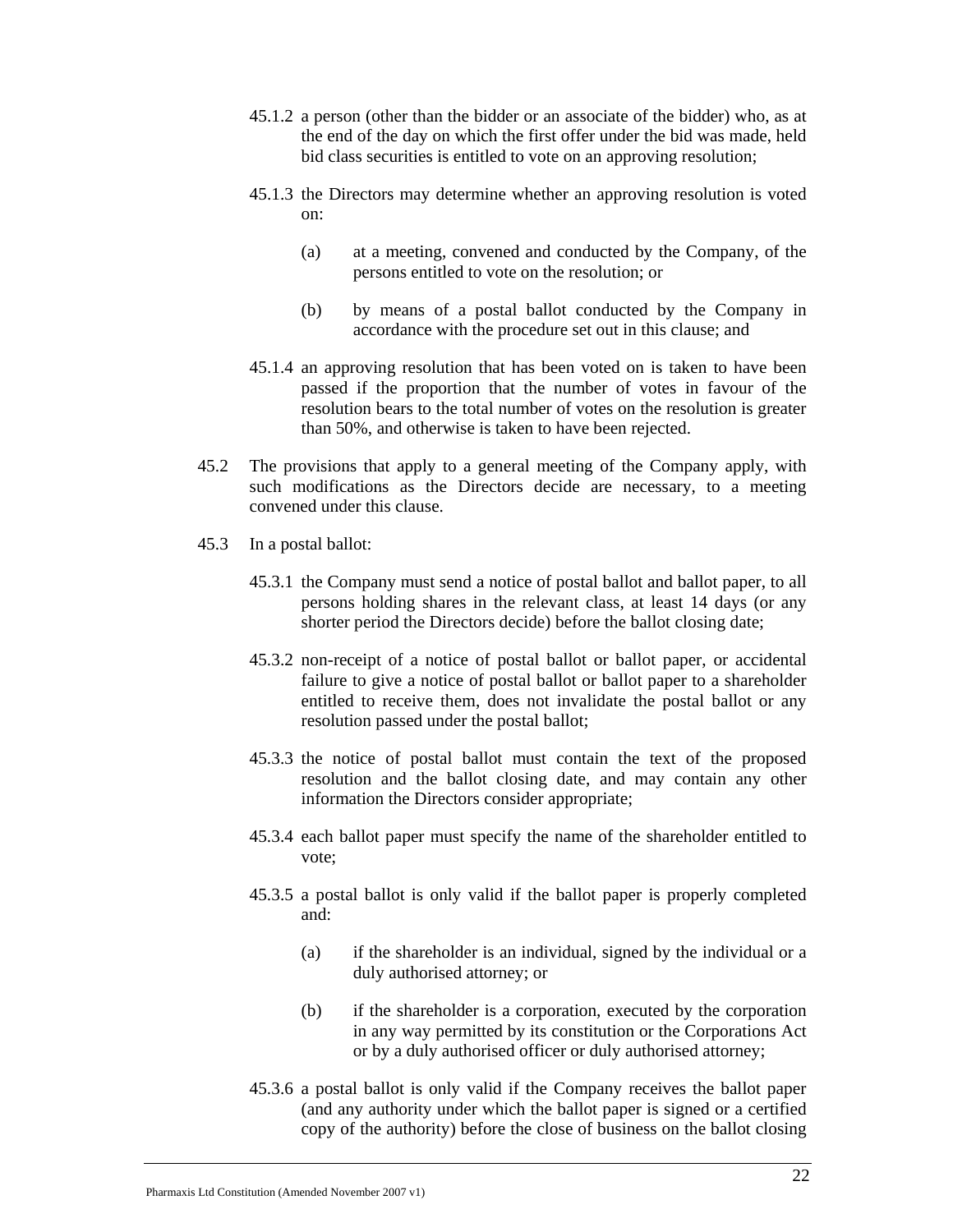45.1.2 a person (other than the bidder or an associate of the bidder) who, as at the end of the day on which the first offer under the bid was made, held bid class securities is entitled to vote on an approving resolution;

45.1.3 the Directors may determine whether an approving resolution is voted on:

(a) at a meeting, convened and conducted by the Company, of the persons entitled to vote on the resolution; or

(b) by means of a postal ballot conducted by the Company in accordance with the procedure set out in this clause; and

45.1.4 an approving resolution that has been voted on is taken to have been passed if the proportion that the number of votes in favour of the resolution bears to the total number of votes on the resolution is greater than 50%, and otherwise is taken to have been rejected.

45.2 The provisions that apply to a general meeting of the Company apply, with such modifications as the Directors decide are necessary, to a meeting convened under this clause.

45.3 In a postal ballot:

45.3.1 the Company must send a notice of postal ballot and ballot paper, to all persons holding shares in the relevant class, at least 14 days (or any shorter period the Directors decide) before the ballot closing date;

45.3.2 non-receipt of a notice of postal ballot or ballot paper, or accidental failure to give a notice of postal ballot or ballot paper to a shareholder entitled to receive them, does not invalidate the postal ballot or any resolution passed under the postal ballot;

45.3.3 the notice of postal ballot must contain the text of the proposed resolution and the ballot closing date, and may contain any other information the Directors consider appropriate;

45.3.4 each ballot paper must specify the name of the shareholder entitled to vote;

45.3.5 a postal ballot is only valid if the ballot paper is properly completed and:

(a) if the shareholder is an individual, signed by the individual or a duly authorised attorney; or

(b) if the shareholder is a corporation, executed by the corporation in any way permitted by its constitution or the Corporations Act or by a duly authorised officer or duly authorised attorney;

45.3.6 a postal ballot is only valid if the Company receives the ballot paper (and any authority under which the ballot paper is signed or a certified copy of the authority) before the close of business on the ballot closing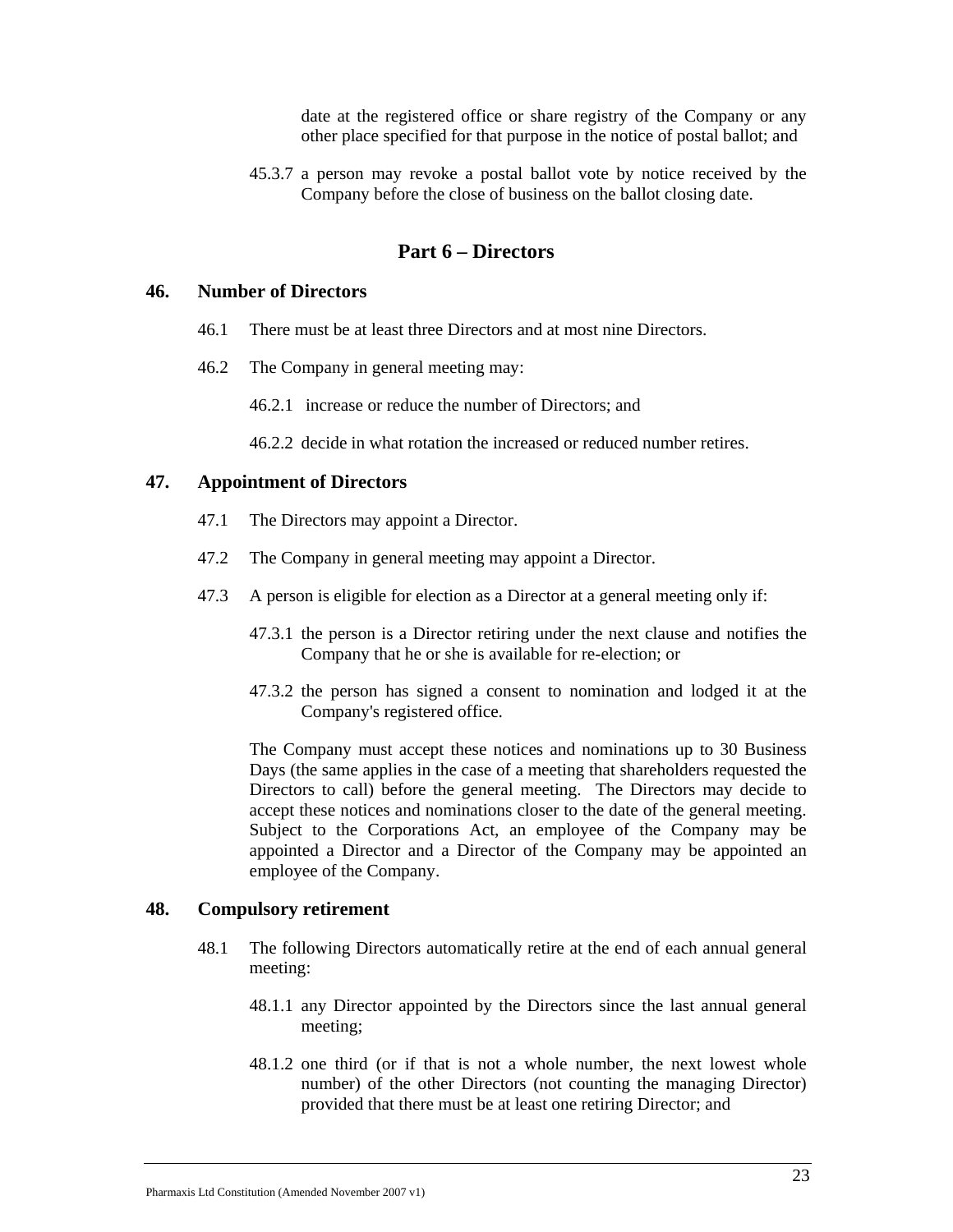date at the registered office or share registry of the Company or any other place specified for that purpose in the notice of postal ballot; and

45.3.7 a person may revoke a postal ballot vote by notice received by the Company before the close of business on the ballot closing date.

## Part 6 – Directors

### 46. Number of Directors

46.1 There must be at least three Directors and at most nine Directors.

46.2 The Company in general meeting may:

46.2.1 increase or reduce the number of Directors; and

46.2.2 decide in what rotation the increased or reduced number retires.

### 47. Appointment of Directors

47.1 The Directors may appoint a Director.

47.2 The Company in general meeting may appoint a Director.

47.3 A person is eligible for election as a Director at a general meeting only if:

47.3.1 the person is a Director retiring under the next clause and notifies the Company that he or she is available for re-election; or

47.3.2 the person has signed a consent to nomination and lodged it at the Company's registered office.

The Company must accept these notices and nominations up to 30 Business Days (the same applies in the case of a meeting that shareholders requested the Directors to call) before the general meeting. The Directors may decide to accept these notices and nominations closer to the date of the general meeting. Subject to the Corporations Act, an employee of the Company may be appointed a Director and a Director of the Company may be appointed an employee of the Company.

### 48. Compulsory retirement

48.1 The following Directors automatically retire at the end of each annual general meeting:

48.1.1 any Director appointed by the Directors since the last annual general meeting;

48.1.2 one third (or if that is not a whole number, the next lowest whole number) of the other Directors (not counting the managing Director) provided that there must be at least one retiring Director; and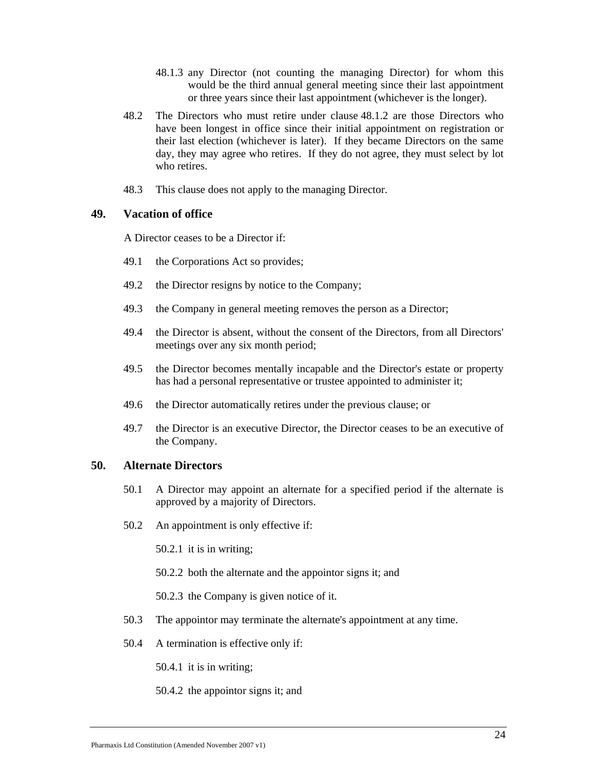48.1.3 any Director (not counting the managing Director) for whom this would be the third annual general meeting since their last appointment or three years since their last appointment (whichever is the longer).

48.2 The Directors who must retire under clause 48.1.2 are those Directors who have been longest in office since their initial appointment on registration or their last election (whichever is later). If they became Directors on the same day, they may agree who retires. If they do not agree, they must select by lot who retires.

48.3 This clause does not apply to the managing Director.

## 49. Vacation of office

A Director ceases to be a Director if:

49.1 the Corporations Act so provides;

49.2 the Director resigns by notice to the Company;

49.3 the Company in general meeting removes the person as a Director;

49.4 the Director is absent, without the consent of the Directors, from all Directors' meetings over any six month period;

49.5 the Director becomes mentally incapable and the Director's estate or property has had a personal representative or trustee appointed to administer it;

49.6 the Director automatically retires under the previous clause; or

49.7 the Director is an executive Director, the Director ceases to be an executive of the Company.

## 50. Alternate Directors

50.1 A Director may appoint an alternate for a specified period if the alternate is approved by a majority of Directors.

50.2 An appointment is only effective if:

50.2.1 it is in writing;

50.2.2 both the alternate and the appointor signs it; and

50.2.3 the Company is given notice of it.

50.3 The appointor may terminate the alternate's appointment at any time.

50.4 A termination is effective only if:

50.4.1 it is in writing;

50.4.2 the appointor signs it; and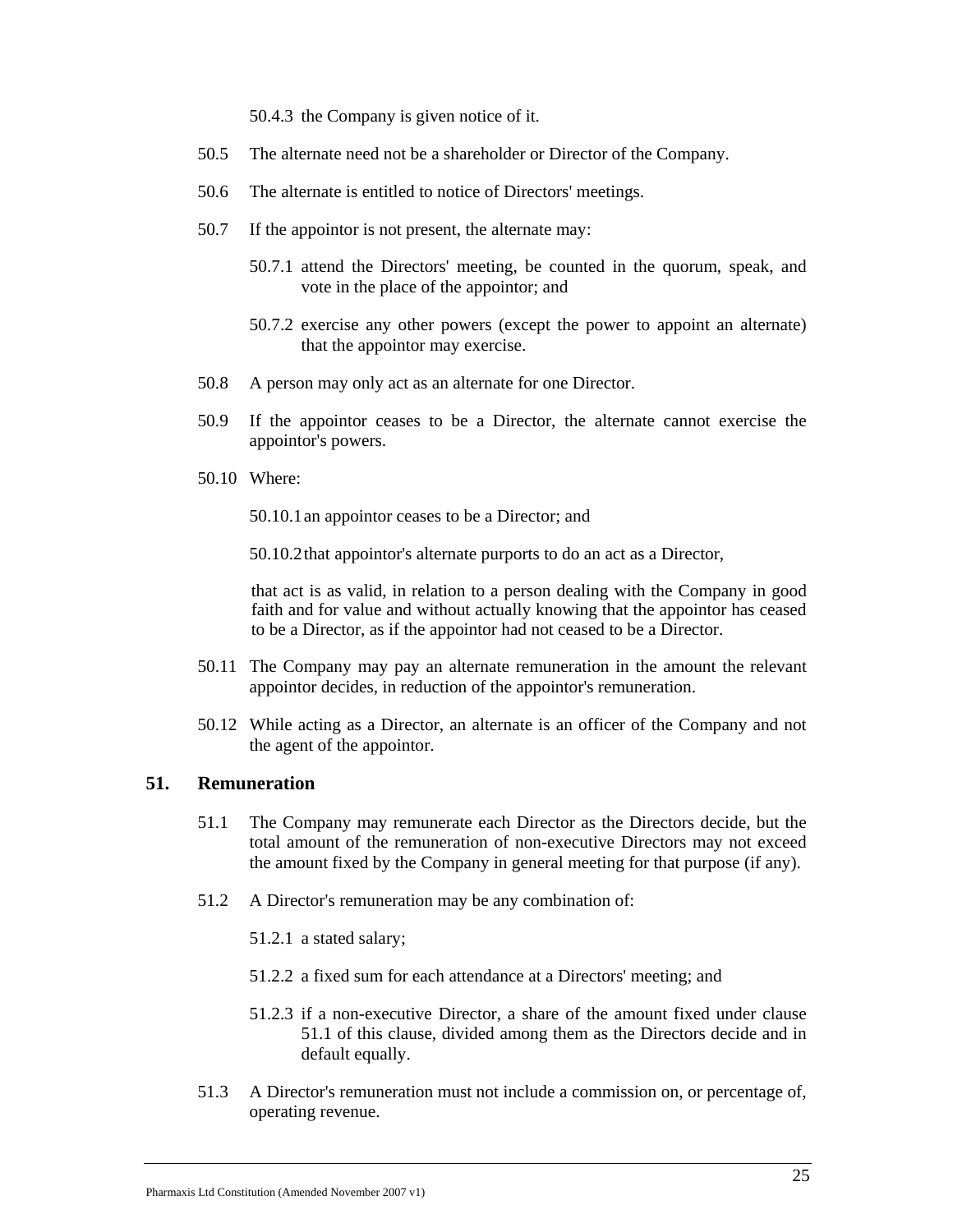50.4.3 the Company is given notice of it.

50.5 The alternate need not be a shareholder or Director of the Company.

50.6 The alternate is entitled to notice of Directors' meetings.

50.7 If the appointor is not present, the alternate may:

50.7.1 attend the Directors' meeting, be counted in the quorum, speak, and vote in the place of the appointor; and

50.7.2 exercise any other powers (except the power to appoint an alternate) that the appointor may exercise.

50.8 A person may only act as an alternate for one Director.

50.9 If the appointor ceases to be a Director, the alternate cannot exercise the appointor's powers.

50.10 Where:

50.10.1 an appointor ceases to be a Director; and

50.10.2 that appointor's alternate purports to do an act as a Director,

that act is as valid, in relation to a person dealing with the Company in good faith and for value and without actually knowing that the appointor has ceased to be a Director, as if the appointor had not ceased to be a Director.

50.11 The Company may pay an alternate remuneration in the amount the relevant appointor decides, in reduction of the appointor's remuneration.

50.12 While acting as a Director, an alternate is an officer of the Company and not the agent of the appointor.

## 51. Remuneration

51.1 The Company may remunerate each Director as the Directors decide, but the total amount of the remuneration of non-executive Directors may not exceed the amount fixed by the Company in general meeting for that purpose (if any).

51.2 A Director's remuneration may be any combination of:

51.2.1 a stated salary;

51.2.2 a fixed sum for each attendance at a Directors' meeting; and

51.2.3 if a non-executive Director, a share of the amount fixed under clause 51.1 of this clause, divided among them as the Directors decide and in default equally.

51.3 A Director's remuneration must not include a commission on, or percentage of, operating revenue.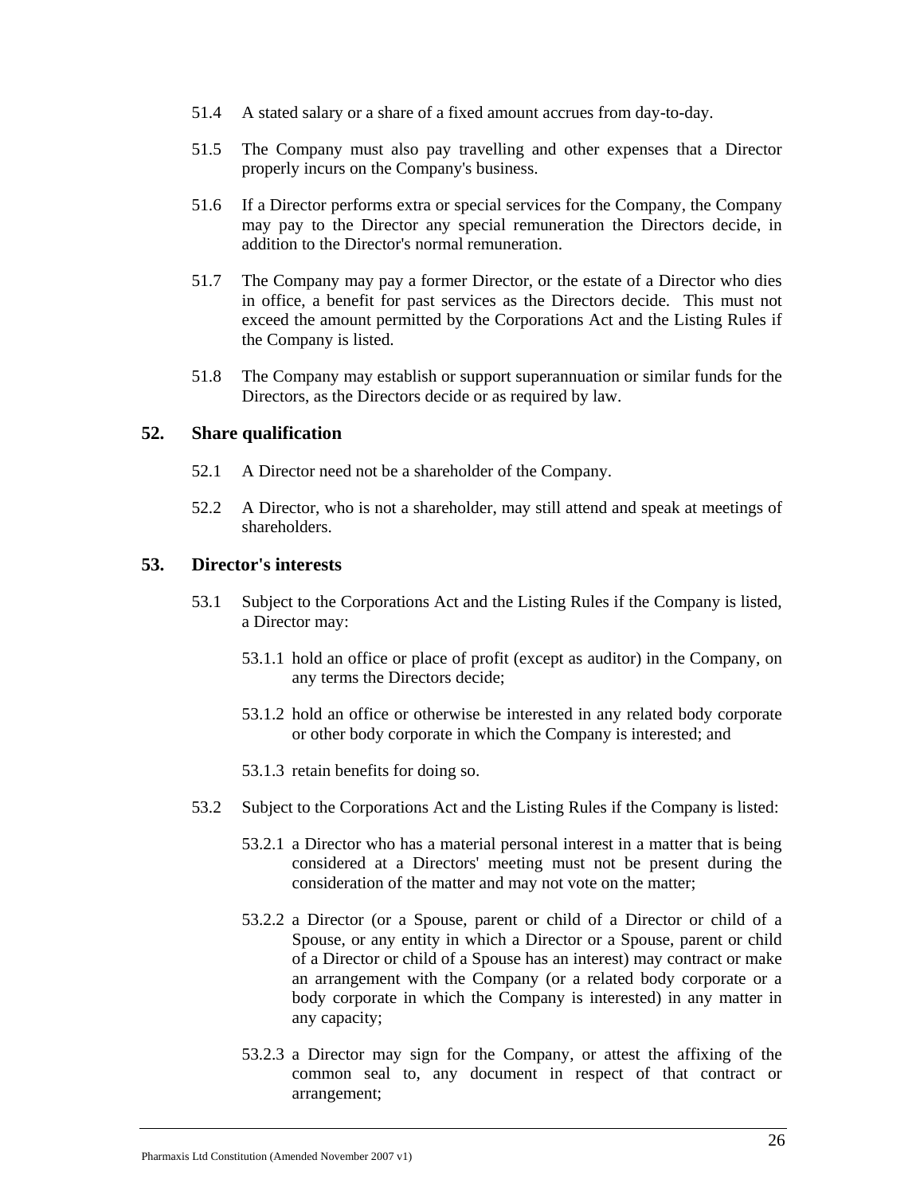51.4 A stated salary or a share of a fixed amount accrues from day-to-day.

51.5 The Company must also pay travelling and other expenses that a Director properly incurs on the Company's business.

51.6 If a Director performs extra or special services for the Company, the Company may pay to the Director any special remuneration the Directors decide, in addition to the Director's normal remuneration.

51.7 The Company may pay a former Director, or the estate of a Director who dies in office, a benefit for past services as the Directors decide. This must not exceed the amount permitted by the Corporations Act and the Listing Rules if the Company is listed.

51.8 The Company may establish or support superannuation or similar funds for the Directors, as the Directors decide or as required by law.

## 52. Share qualification

52.1 A Director need not be a shareholder of the Company.

52.2 A Director, who is not a shareholder, may still attend and speak at meetings of shareholders.

## 53. Director's interests

53.1 Subject to the Corporations Act and the Listing Rules if the Company is listed, a Director may:

53.1.1 hold an office or place of profit (except as auditor) in the Company, on any terms the Directors decide;

53.1.2 hold an office or otherwise be interested in any related body corporate or other body corporate in which the Company is interested; and

53.1.3 retain benefits for doing so.

53.2 Subject to the Corporations Act and the Listing Rules if the Company is listed:

53.2.1 a Director who has a material personal interest in a matter that is being considered at a Directors' meeting must not be present during the consideration of the matter and may not vote on the matter;

53.2.2 a Director (or a Spouse, parent or child of a Director or child of a Spouse, or any entity in which a Director or a Spouse, parent or child of a Director or child of a Spouse has an interest) may contract or make an arrangement with the Company (or a related body corporate or a body corporate in which the Company is interested) in any matter in any capacity;

53.2.3 a Director may sign for the Company, or attest the affixing of the common seal to, any document in respect of that contract or arrangement;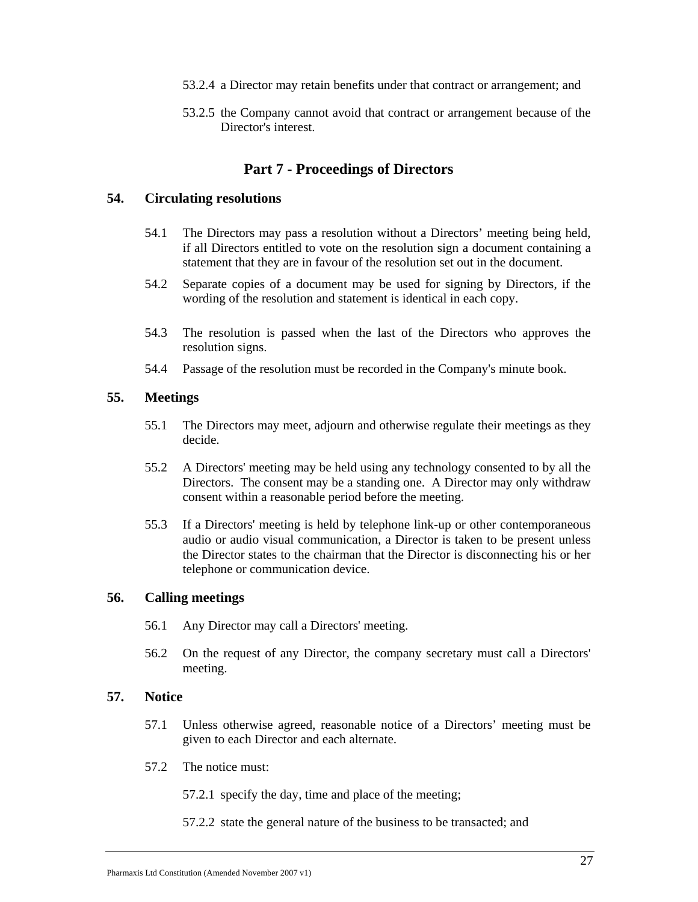53.2.4 a Director may retain benefits under that contract or arrangement; and

53.2.5 the Company cannot avoid that contract or arrangement because of the Director's interest.

## Part 7 - Proceedings of Directors

### 54. Circulating resolutions

54.1 The Directors may pass a resolution without a Directors’ meeting being held, if all Directors entitled to vote on the resolution sign a document containing a statement that they are in favour of the resolution set out in the document.

54.2 Separate copies of a document may be used for signing by Directors, if the wording of the resolution and statement is identical in each copy.

54.3 The resolution is passed when the last of the Directors who approves the resolution signs.

54.4 Passage of the resolution must be recorded in the Company's minute book.

### 55. Meetings

55.1 The Directors may meet, adjourn and otherwise regulate their meetings as they decide.

55.2 A Directors' meeting may be held using any technology consented to by all the Directors. The consent may be a standing one. A Director may only withdraw consent within a reasonable period before the meeting.

55.3 If a Directors' meeting is held by telephone link-up or other contemporaneous audio or audio visual communication, a Director is taken to be present unless the Director states to the chairman that the Director is disconnecting his or her telephone or communication device.

### 56. Calling meetings

56.1 Any Director may call a Directors' meeting.

56.2 On the request of any Director, the company secretary must call a Directors' meeting.

### 57. Notice

57.1 Unless otherwise agreed, reasonable notice of a Directors’ meeting must be given to each Director and each alternate.

57.2 The notice must:

57.2.1 specify the day, time and place of the meeting;

57.2.2 state the general nature of the business to be transacted; and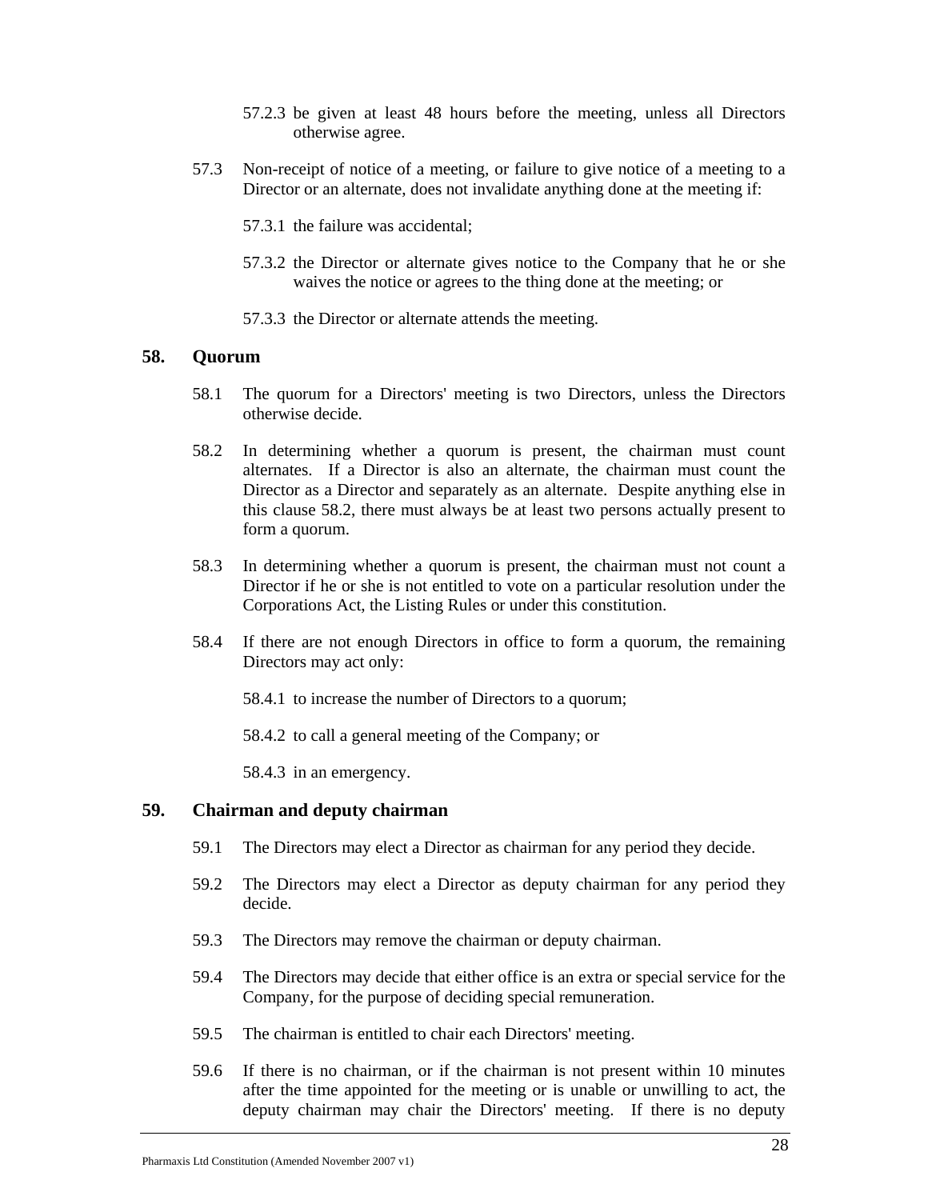57.2.3 be given at least 48 hours before the meeting, unless all Directors otherwise agree.

57.3 Non-receipt of notice of a meeting, or failure to give notice of a meeting to a Director or an alternate, does not invalidate anything done at the meeting if:

57.3.1 the failure was accidental;

57.3.2 the Director or alternate gives notice to the Company that he or she waives the notice or agrees to the thing done at the meeting; or

57.3.3 the Director or alternate attends the meeting.

## 58. Quorum

58.1 The quorum for a Directors' meeting is two Directors, unless the Directors otherwise decide.

58.2 In determining whether a quorum is present, the chairman must count alternates. If a Director is also an alternate, the chairman must count the Director as a Director and separately as an alternate. Despite anything else in this clause 58.2, there must always be at least two persons actually present to form a quorum.

58.3 In determining whether a quorum is present, the chairman must not count a Director if he or she is not entitled to vote on a particular resolution under the Corporations Act, the Listing Rules or under this constitution.

58.4 If there are not enough Directors in office to form a quorum, the remaining Directors may act only:

58.4.1 to increase the number of Directors to a quorum;

58.4.2 to call a general meeting of the Company; or

58.4.3 in an emergency.

## 59. Chairman and deputy chairman

59.1 The Directors may elect a Director as chairman for any period they decide.

59.2 The Directors may elect a Director as deputy chairman for any period they decide.

59.3 The Directors may remove the chairman or deputy chairman.

59.4 The Directors may decide that either office is an extra or special service for the Company, for the purpose of deciding special remuneration.

59.5 The chairman is entitled to chair each Directors' meeting.

59.6 If there is no chairman, or if the chairman is not present within 10 minutes after the time appointed for the meeting or is unable or unwilling to act, the deputy chairman may chair the Directors' meeting. If there is no deputy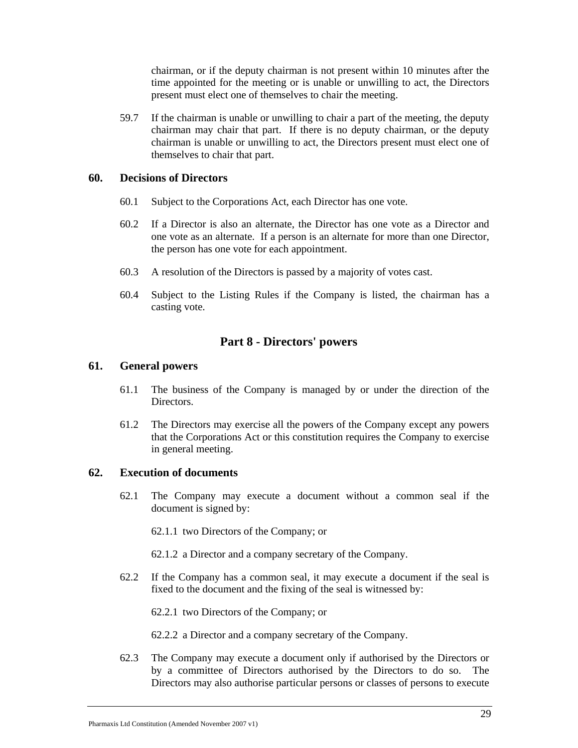chairman, or if the deputy chairman is not present within 10 minutes after the time appointed for the meeting or is unable or unwilling to act, the Directors present must elect one of themselves to chair the meeting.

59.7 If the chairman is unable or unwilling to chair a part of the meeting, the deputy chairman may chair that part. If there is no deputy chairman, or the deputy chairman is unable or unwilling to act, the Directors present must elect one of themselves to chair that part.

### 60. Decisions of Directors

60.1 Subject to the Corporations Act, each Director has one vote.

60.2 If a Director is also an alternate, the Director has one vote as a Director and one vote as an alternate. If a person is an alternate for more than one Director, the person has one vote for each appointment.

60.3 A resolution of the Directors is passed by a majority of votes cast.

60.4 Subject to the Listing Rules if the Company is listed, the chairman has a casting vote.

## Part 8 - Directors' powers

### 61. General powers

61.1 The business of the Company is managed by or under the direction of the Directors.

61.2 The Directors may exercise all the powers of the Company except any powers that the Corporations Act or this constitution requires the Company to exercise in general meeting.

### 62. Execution of documents

62.1 The Company may execute a document without a common seal if the document is signed by:

62.1.1 two Directors of the Company; or

62.1.2 a Director and a company secretary of the Company.

62.2 If the Company has a common seal, it may execute a document if the seal is fixed to the document and the fixing of the seal is witnessed by:

62.2.1 two Directors of the Company; or

62.2.2 a Director and a company secretary of the Company.

62.3 The Company may execute a document only if authorised by the Directors or by a committee of Directors authorised by the Directors to do so. The Directors may also authorise particular persons or classes of persons to execute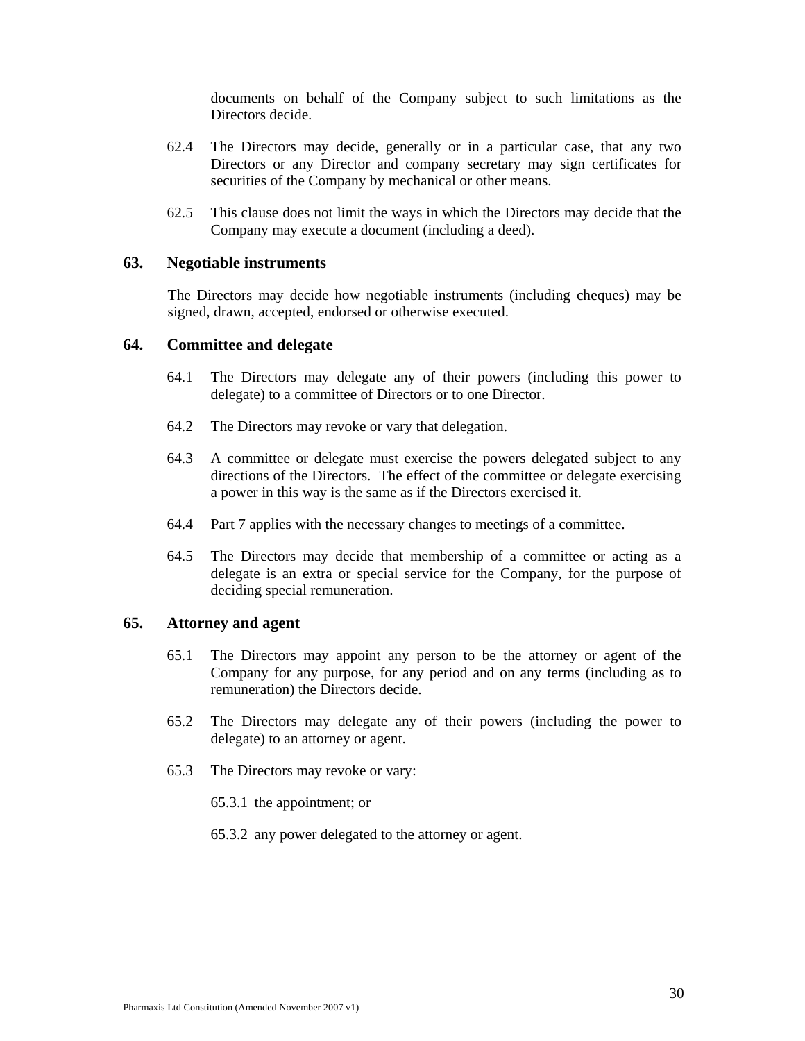documents on behalf of the Company subject to such limitations as the Directors decide.

62.4 The Directors may decide, generally or in a particular case, that any two Directors or any Director and company secretary may sign certificates for securities of the Company by mechanical or other means.

62.5 This clause does not limit the ways in which the Directors may decide that the Company may execute a document (including a deed).

## 63. Negotiable instruments

The Directors may decide how negotiable instruments (including cheques) may be signed, drawn, accepted, endorsed or otherwise executed.

## 64. Committee and delegate

64.1 The Directors may delegate any of their powers (including this power to delegate) to a committee of Directors or to one Director.

64.2 The Directors may revoke or vary that delegation.

64.3 A committee or delegate must exercise the powers delegated subject to any directions of the Directors. The effect of the committee or delegate exercising a power in this way is the same as if the Directors exercised it.

64.4 Part 7 applies with the necessary changes to meetings of a committee.

64.5 The Directors may decide that membership of a committee or acting as a delegate is an extra or special service for the Company, for the purpose of deciding special remuneration.

## 65. Attorney and agent

65.1 The Directors may appoint any person to be the attorney or agent of the Company for any purpose, for any period and on any terms (including as to remuneration) the Directors decide.

65.2 The Directors may delegate any of their powers (including the power to delegate) to an attorney or agent.

65.3 The Directors may revoke or vary:

65.3.1 the appointment; or

65.3.2 any power delegated to the attorney or agent.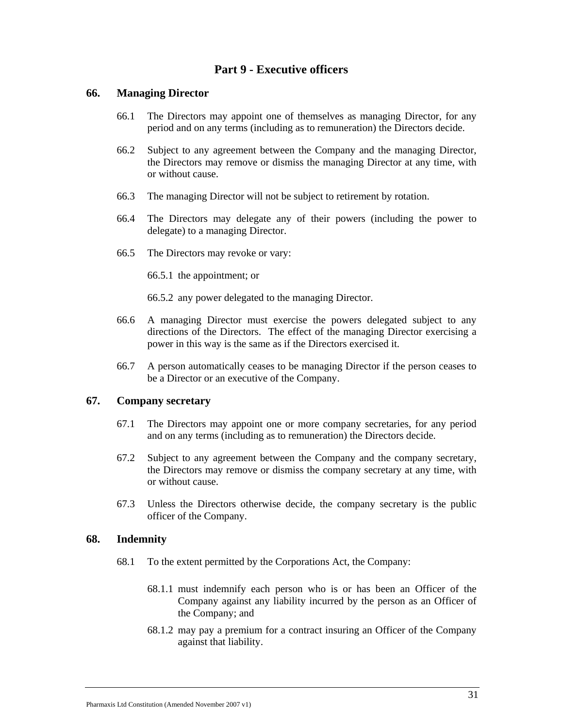## Part 9 - Executive officers

### 66. Managing Director

66.1 The Directors may appoint one of themselves as managing Director, for any period and on any terms (including as to remuneration) the Directors decide.

66.2 Subject to any agreement between the Company and the managing Director, the Directors may remove or dismiss the managing Director at any time, with or without cause.

66.3 The managing Director will not be subject to retirement by rotation.

66.4 The Directors may delegate any of their powers (including the power to delegate) to a managing Director.

66.5 The Directors may revoke or vary:

66.5.1 the appointment; or

66.5.2 any power delegated to the managing Director.

66.6 A managing Director must exercise the powers delegated subject to any directions of the Directors. The effect of the managing Director exercising a power in this way is the same as if the Directors exercised it.

66.7 A person automatically ceases to be managing Director if the person ceases to be a Director or an executive of the Company.

### 67. Company secretary

67.1 The Directors may appoint one or more company secretaries, for any period and on any terms (including as to remuneration) the Directors decide.

67.2 Subject to any agreement between the Company and the company secretary, the Directors may remove or dismiss the company secretary at any time, with or without cause.

67.3 Unless the Directors otherwise decide, the company secretary is the public officer of the Company.

### 68. Indemnity

68.1 To the extent permitted by the Corporations Act, the Company:

68.1.1 must indemnify each person who is or has been an Officer of the Company against any liability incurred by the person as an Officer of the Company; and

68.1.2 may pay a premium for a contract insuring an Officer of the Company against that liability.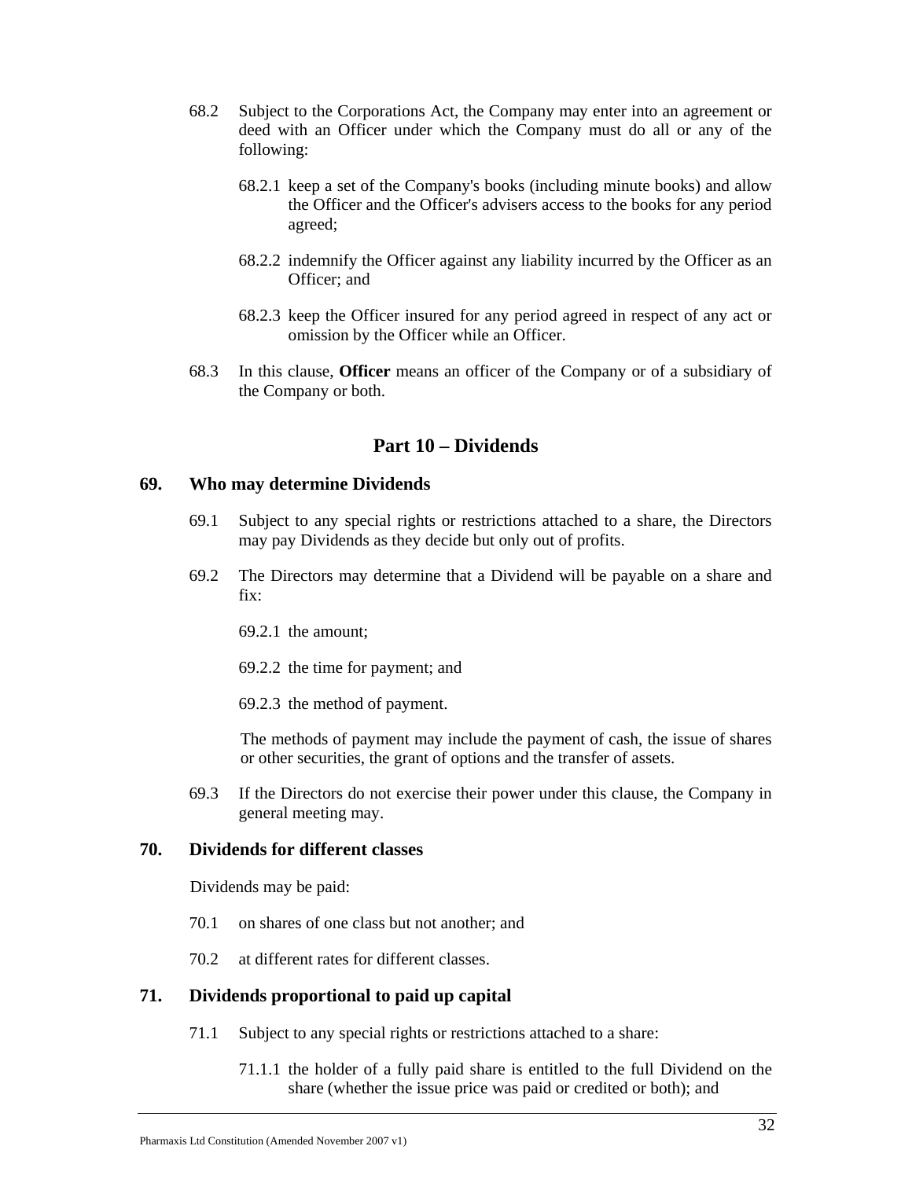68.2 Subject to the Corporations Act, the Company may enter into an agreement or deed with an Officer under which the Company must do all or any of the following:

68.2.1 keep a set of the Company's books (including minute books) and allow the Officer and the Officer's advisers access to the books for any period agreed;

68.2.2 indemnify the Officer against any liability incurred by the Officer as an Officer; and

68.2.3 keep the Officer insured for any period agreed in respect of any act or omission by the Officer while an Officer.

68.3 In this clause, **Officer** means an officer of the Company or of a subsidiary of the Company or both.

## Part 10 – Dividends

### 69. Who may determine Dividends

69.1 Subject to any special rights or restrictions attached to a share, the Directors may pay Dividends as they decide but only out of profits.

69.2 The Directors may determine that a Dividend will be payable on a share and fix:

69.2.1 the amount;

69.2.2 the time for payment; and

69.2.3 the method of payment.

The methods of payment may include the payment of cash, the issue of shares or other securities, the grant of options and the transfer of assets.

69.3 If the Directors do not exercise their power under this clause, the Company in general meeting may.

### 70. Dividends for different classes

Dividends may be paid:

70.1 on shares of one class but not another; and

70.2 at different rates for different classes.

### 71. Dividends proportional to paid up capital

71.1 Subject to any special rights or restrictions attached to a share:

71.1.1 the holder of a fully paid share is entitled to the full Dividend on the share (whether the issue price was paid or credited or both); and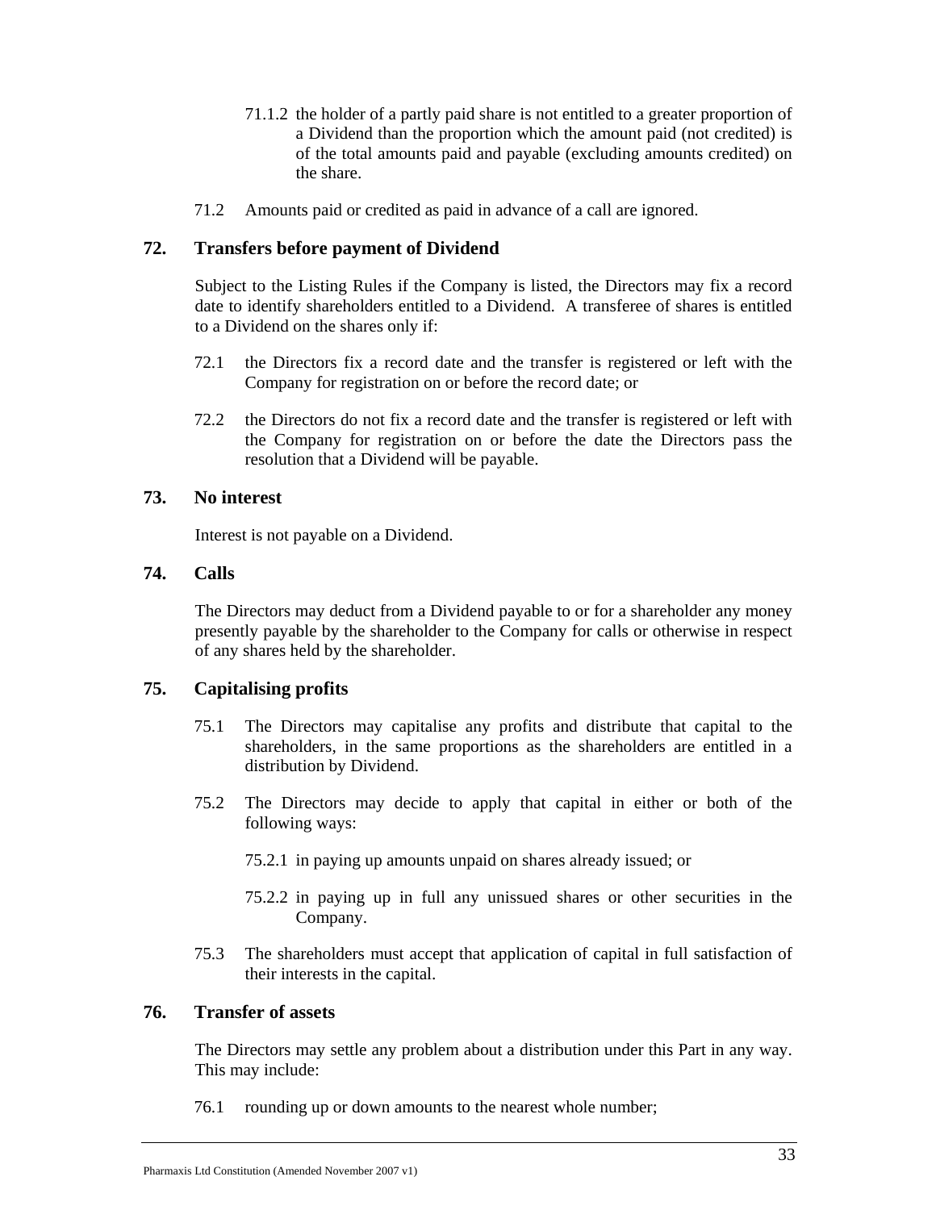71.1.2 the holder of a partly paid share is not entitled to a greater proportion of a Dividend than the proportion which the amount paid (not credited) is of the total amounts paid and payable (excluding amounts credited) on the share.

71.2 Amounts paid or credited as paid in advance of a call are ignored.

## 72. Transfers before payment of Dividend

Subject to the Listing Rules if the Company is listed, the Directors may fix a record date to identify shareholders entitled to a Dividend. A transferee of shares is entitled to a Dividend on the shares only if:

72.1 the Directors fix a record date and the transfer is registered or left with the Company for registration on or before the record date; or

72.2 the Directors do not fix a record date and the transfer is registered or left with the Company for registration on or before the date the Directors pass the resolution that a Dividend will be payable.

## 73. No interest

Interest is not payable on a Dividend.

## 74. Calls

The Directors may deduct from a Dividend payable to or for a shareholder any money presently payable by the shareholder to the Company for calls or otherwise in respect of any shares held by the shareholder.

## 75. Capitalising profits

75.1 The Directors may capitalise any profits and distribute that capital to the shareholders, in the same proportions as the shareholders are entitled in a distribution by Dividend.

75.2 The Directors may decide to apply that capital in either or both of the following ways:

75.2.1 in paying up amounts unpaid on shares already issued; or

75.2.2 in paying up in full any unissued shares or other securities in the Company.

75.3 The shareholders must accept that application of capital in full satisfaction of their interests in the capital.

## 76. Transfer of assets

The Directors may settle any problem about a distribution under this Part in any way. This may include:

76.1 rounding up or down amounts to the nearest whole number;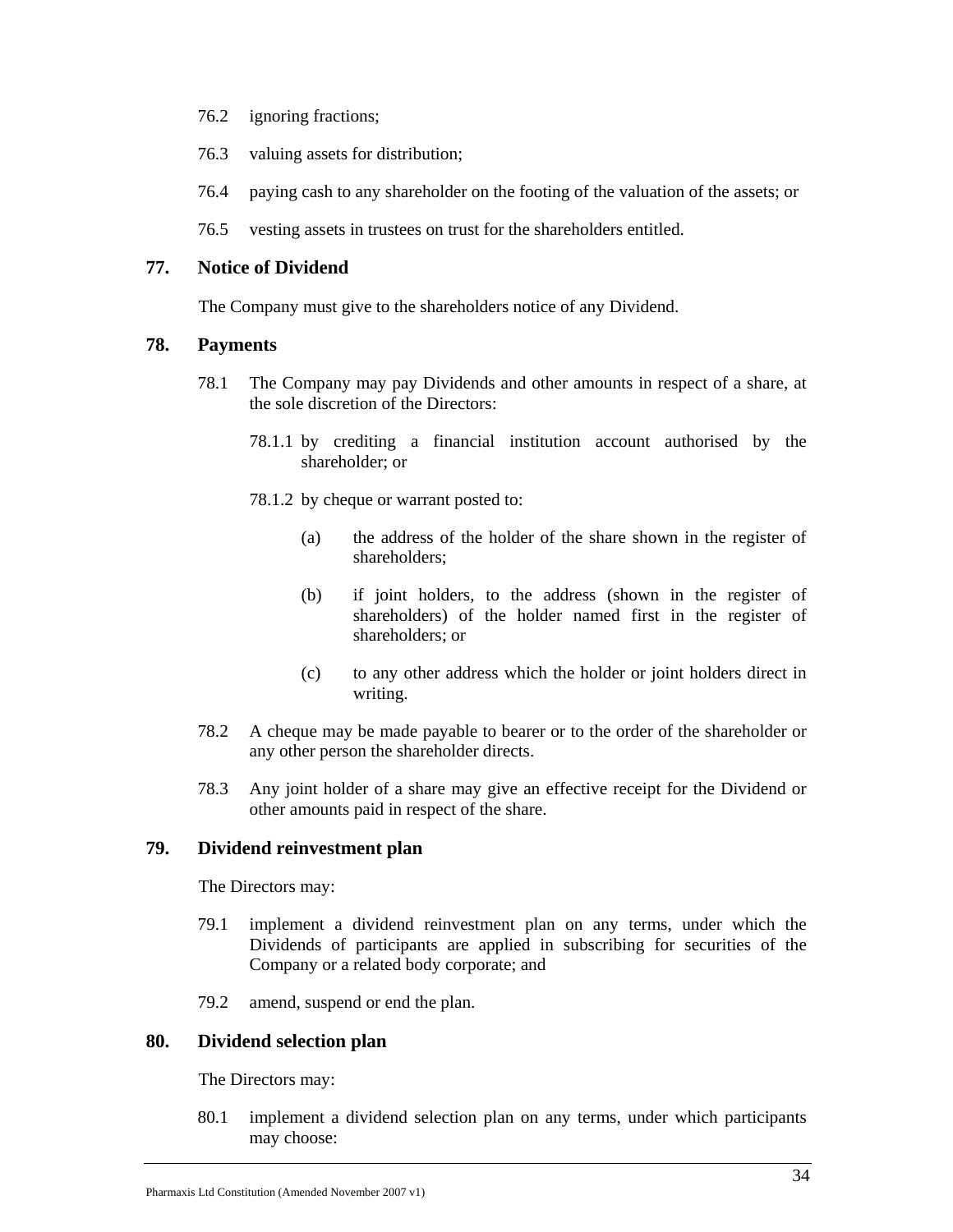76.2 ignoring fractions;

76.3 valuing assets for distribution;

76.4 paying cash to any shareholder on the footing of the valuation of the assets; or

76.5 vesting assets in trustees on trust for the shareholders entitled.

## 77. Notice of Dividend

The Company must give to the shareholders notice of any Dividend.

## 78. Payments

78.1 The Company may pay Dividends and other amounts in respect of a share, at the sole discretion of the Directors:

78.1.1 by crediting a financial institution account authorised by the shareholder; or

78.1.2 by cheque or warrant posted to:

(a) the address of the holder of the share shown in the register of shareholders;

(b) if joint holders, to the address (shown in the register of shareholders) of the holder named first in the register of shareholders; or

(c) to any other address which the holder or joint holders direct in writing.

78.2 A cheque may be made payable to bearer or to the order of the shareholder or any other person the shareholder directs.

78.3 Any joint holder of a share may give an effective receipt for the Dividend or other amounts paid in respect of the share.

## 79. Dividend reinvestment plan

The Directors may:

79.1 implement a dividend reinvestment plan on any terms, under which the Dividends of participants are applied in subscribing for securities of the Company or a related body corporate; and

79.2 amend, suspend or end the plan.

## 80. Dividend selection plan

The Directors may:

80.1 implement a dividend selection plan on any terms, under which participants may choose: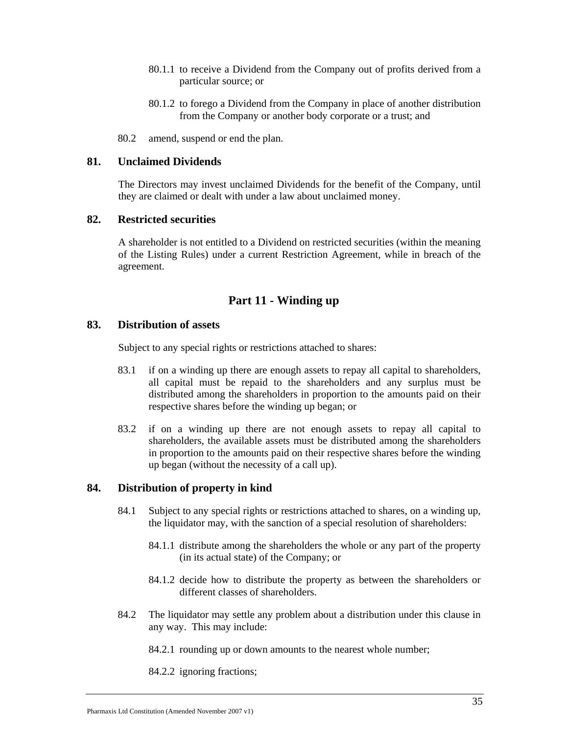80.1.1 to receive a Dividend from the Company out of profits derived from a particular source; or

80.1.2 to forego a Dividend from the Company in place of another distribution from the Company or another body corporate or a trust; and

80.2 amend, suspend or end the plan.

### 81. Unclaimed Dividends

The Directors may invest unclaimed Dividends for the benefit of the Company, until they are claimed or dealt with under a law about unclaimed money.

### 82. Restricted securities

A shareholder is not entitled to a Dividend on restricted securities (within the meaning of the Listing Rules) under a current Restriction Agreement, while in breach of the agreement.

## Part 11 - Winding up

### 83. Distribution of assets

Subject to any special rights or restrictions attached to shares:

83.1 if on a winding up there are enough assets to repay all capital to shareholders, all capital must be repaid to the shareholders and any surplus must be distributed among the shareholders in proportion to the amounts paid on their respective shares before the winding up began; or

83.2 if on a winding up there are not enough assets to repay all capital to shareholders, the available assets must be distributed among the shareholders in proportion to the amounts paid on their respective shares before the winding up began (without the necessity of a call up).

### 84. Distribution of property in kind

84.1 Subject to any special rights or restrictions attached to shares, on a winding up, the liquidator may, with the sanction of a special resolution of shareholders:

84.1.1 distribute among the shareholders the whole or any part of the property (in its actual state) of the Company; or

84.1.2 decide how to distribute the property as between the shareholders or different classes of shareholders.

84.2 The liquidator may settle any problem about a distribution under this clause in any way. This may include:

84.2.1 rounding up or down amounts to the nearest whole number;

84.2.2 ignoring fractions;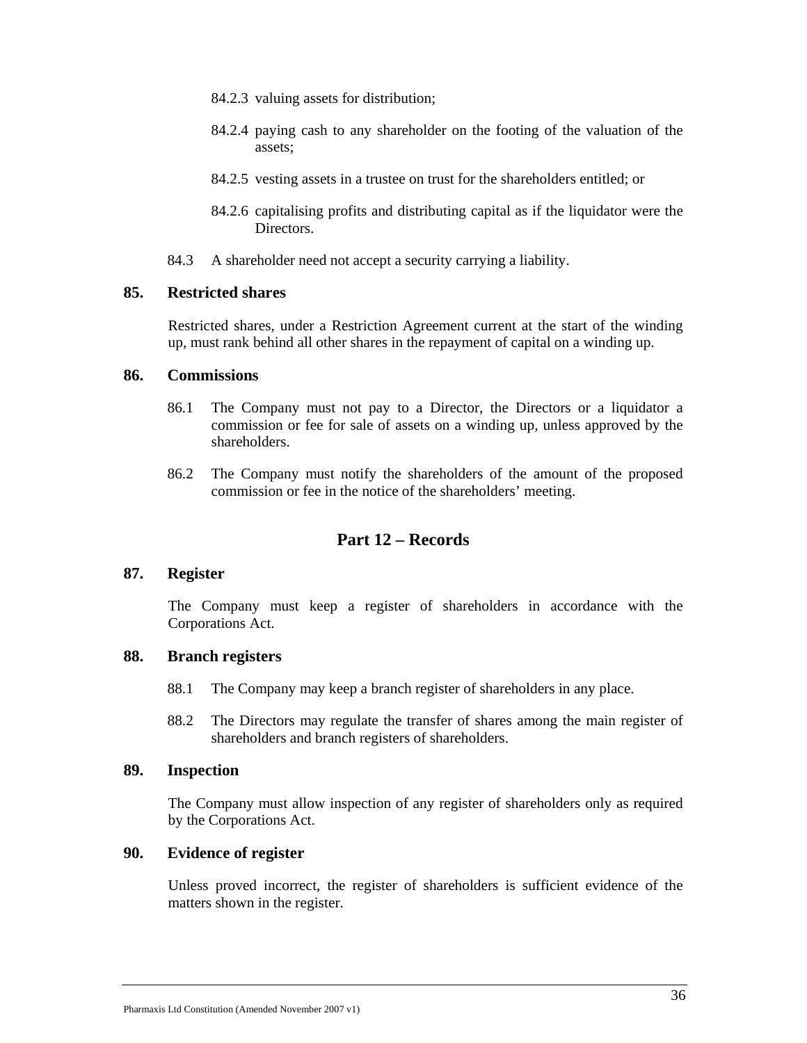84.2.3 valuing assets for distribution;

84.2.4 paying cash to any shareholder on the footing of the valuation of the assets;

84.2.5 vesting assets in a trustee on trust for the shareholders entitled; or

84.2.6 capitalising profits and distributing capital as if the liquidator were the Directors.

84.3 A shareholder need not accept a security carrying a liability.

### 85. Restricted shares

Restricted shares, under a Restriction Agreement current at the start of the winding up, must rank behind all other shares in the repayment of capital on a winding up.

### 86. Commissions

86.1 The Company must not pay to a Director, the Directors or a liquidator a commission or fee for sale of assets on a winding up, unless approved by the shareholders.

86.2 The Company must notify the shareholders of the amount of the proposed commission or fee in the notice of the shareholders' meeting.

## Part 12 – Records

### 87. Register

The Company must keep a register of shareholders in accordance with the Corporations Act.

### 88. Branch registers

88.1 The Company may keep a branch register of shareholders in any place.

88.2 The Directors may regulate the transfer of shares among the main register of shareholders and branch registers of shareholders.

### 89. Inspection

The Company must allow inspection of any register of shareholders only as required by the Corporations Act.

### 90. Evidence of register

Unless proved incorrect, the register of shareholders is sufficient evidence of the matters shown in the register.

Pharmaxis Ltd Constitution (Amended November 2007 v1)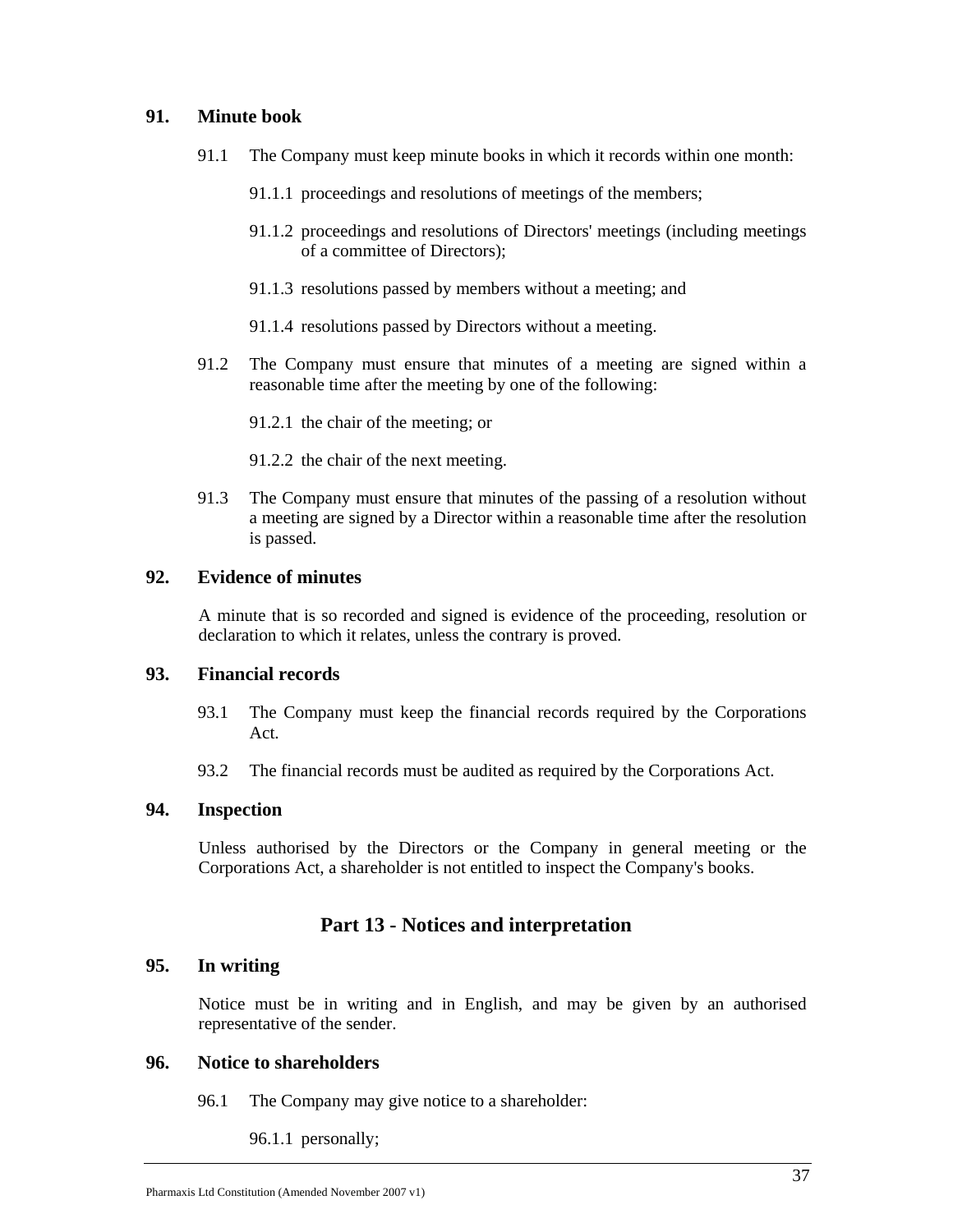## 91. Minute book

91.1 The Company must keep minute books in which it records within one month:

91.1.1 proceedings and resolutions of meetings of the members;

91.1.2 proceedings and resolutions of Directors' meetings (including meetings of a committee of Directors);

91.1.3 resolutions passed by members without a meeting; and

91.1.4 resolutions passed by Directors without a meeting.

91.2 The Company must ensure that minutes of a meeting are signed within a reasonable time after the meeting by one of the following:

91.2.1 the chair of the meeting; or

91.2.2 the chair of the next meeting.

91.3 The Company must ensure that minutes of the passing of a resolution without a meeting are signed by a Director within a reasonable time after the resolution is passed.

## 92. Evidence of minutes

A minute that is so recorded and signed is evidence of the proceeding, resolution or declaration to which it relates, unless the contrary is proved.

## 93. Financial records

93.1 The Company must keep the financial records required by the Corporations Act.

93.2 The financial records must be audited as required by the Corporations Act.

## 94. Inspection

Unless authorised by the Directors or the Company in general meeting or the Corporations Act, a shareholder is not entitled to inspect the Company's books.

# Part 13 - Notices and interpretation

## 95. In writing

Notice must be in writing and in English, and may be given by an authorised representative of the sender.

## 96. Notice to shareholders

96.1 The Company may give notice to a shareholder:

96.1.1 personally;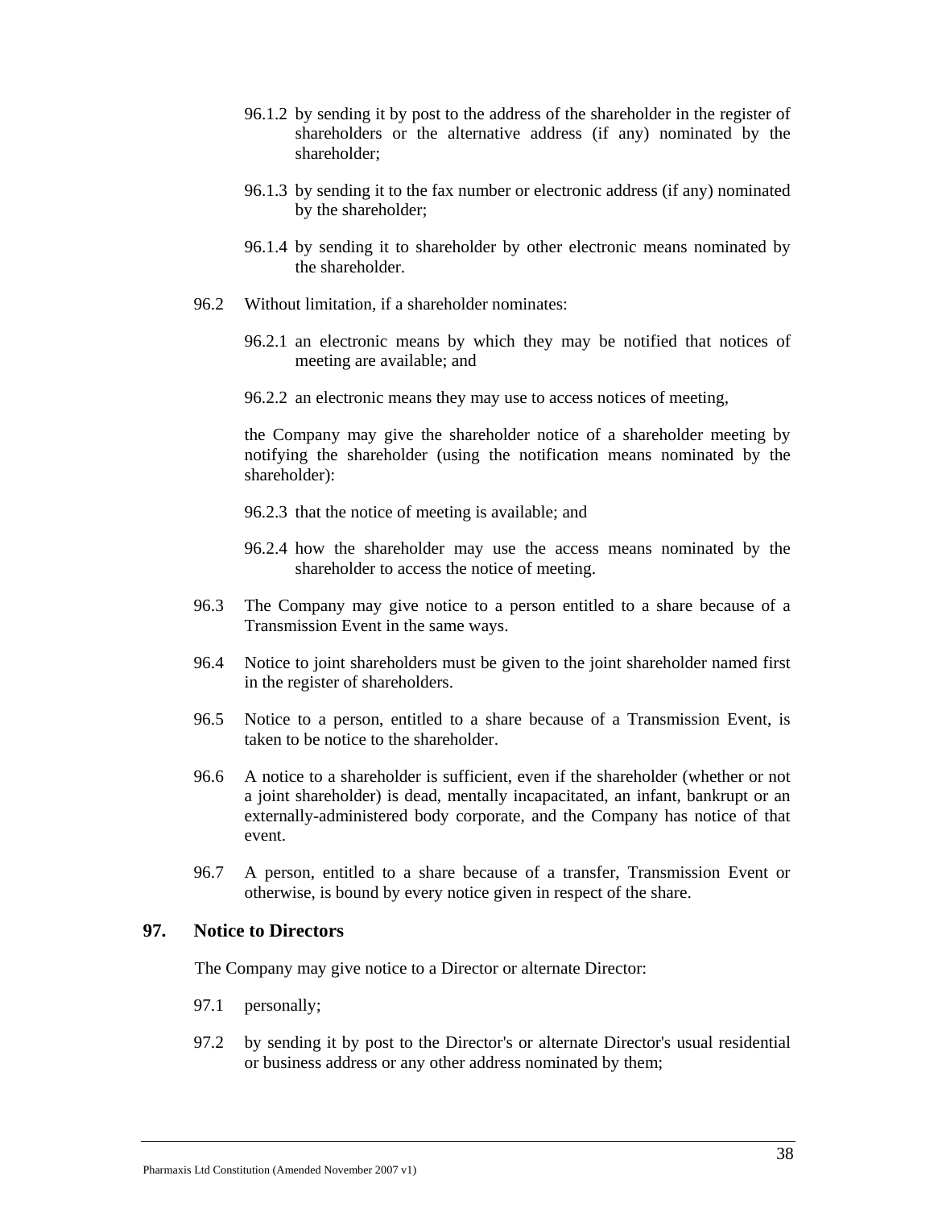96.1.2 by sending it by post to the address of the shareholder in the register of shareholders or the alternative address (if any) nominated by the shareholder;

96.1.3 by sending it to the fax number or electronic address (if any) nominated by the shareholder;

96.1.4 by sending it to shareholder by other electronic means nominated by the shareholder.

96.2 Without limitation, if a shareholder nominates:

96.2.1 an electronic means by which they may be notified that notices of meeting are available; and

96.2.2 an electronic means they may use to access notices of meeting,

the Company may give the shareholder notice of a shareholder meeting by notifying the shareholder (using the notification means nominated by the shareholder):

96.2.3 that the notice of meeting is available; and

96.2.4 how the shareholder may use the access means nominated by the shareholder to access the notice of meeting.

96.3 The Company may give notice to a person entitled to a share because of a Transmission Event in the same ways.

96.4 Notice to joint shareholders must be given to the joint shareholder named first in the register of shareholders.

96.5 Notice to a person, entitled to a share because of a Transmission Event, is taken to be notice to the shareholder.

96.6 A notice to a shareholder is sufficient, even if the shareholder (whether or not a joint shareholder) is dead, mentally incapacitated, an infant, bankrupt or an externally-administered body corporate, and the Company has notice of that event.

96.7 A person, entitled to a share because of a transfer, Transmission Event or otherwise, is bound by every notice given in respect of the share.

## 97. Notice to Directors

The Company may give notice to a Director or alternate Director:

97.1 personally;

97.2 by sending it by post to the Director's or alternate Director's usual residential or business address or any other address nominated by them;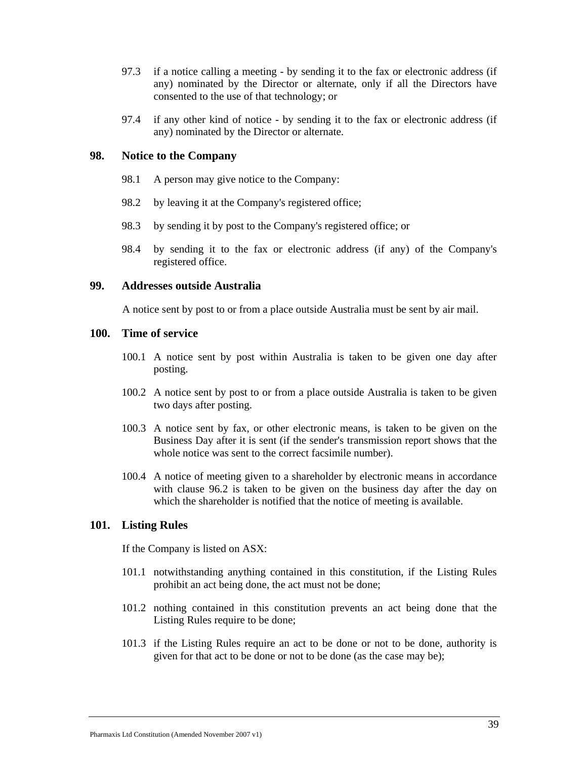97.3 if a notice calling a meeting - by sending it to the fax or electronic address (if any) nominated by the Director or alternate, only if all the Directors have consented to the use of that technology; or

97.4 if any other kind of notice - by sending it to the fax or electronic address (if any) nominated by the Director or alternate.

## 98. Notice to the Company

98.1 A person may give notice to the Company:

98.2 by leaving it at the Company's registered office;

98.3 by sending it by post to the Company's registered office; or

98.4 by sending it to the fax or electronic address (if any) of the Company's registered office.

## 99. Addresses outside Australia

A notice sent by post to or from a place outside Australia must be sent by air mail.

## 100. Time of service

100.1 A notice sent by post within Australia is taken to be given one day after posting.

100.2 A notice sent by post to or from a place outside Australia is taken to be given two days after posting.

100.3 A notice sent by fax, or other electronic means, is taken to be given on the Business Day after it is sent (if the sender's transmission report shows that the whole notice was sent to the correct facsimile number).

100.4 A notice of meeting given to a shareholder by electronic means in accordance with clause 96.2 is taken to be given on the business day after the day on which the shareholder is notified that the notice of meeting is available.

## 101. Listing Rules

If the Company is listed on ASX:

101.1 notwithstanding anything contained in this constitution, if the Listing Rules prohibit an act being done, the act must not be done;

101.2 nothing contained in this constitution prevents an act being done that the Listing Rules require to be done;

101.3 if the Listing Rules require an act to be done or not to be done, authority is given for that act to be done or not to be done (as the case may be);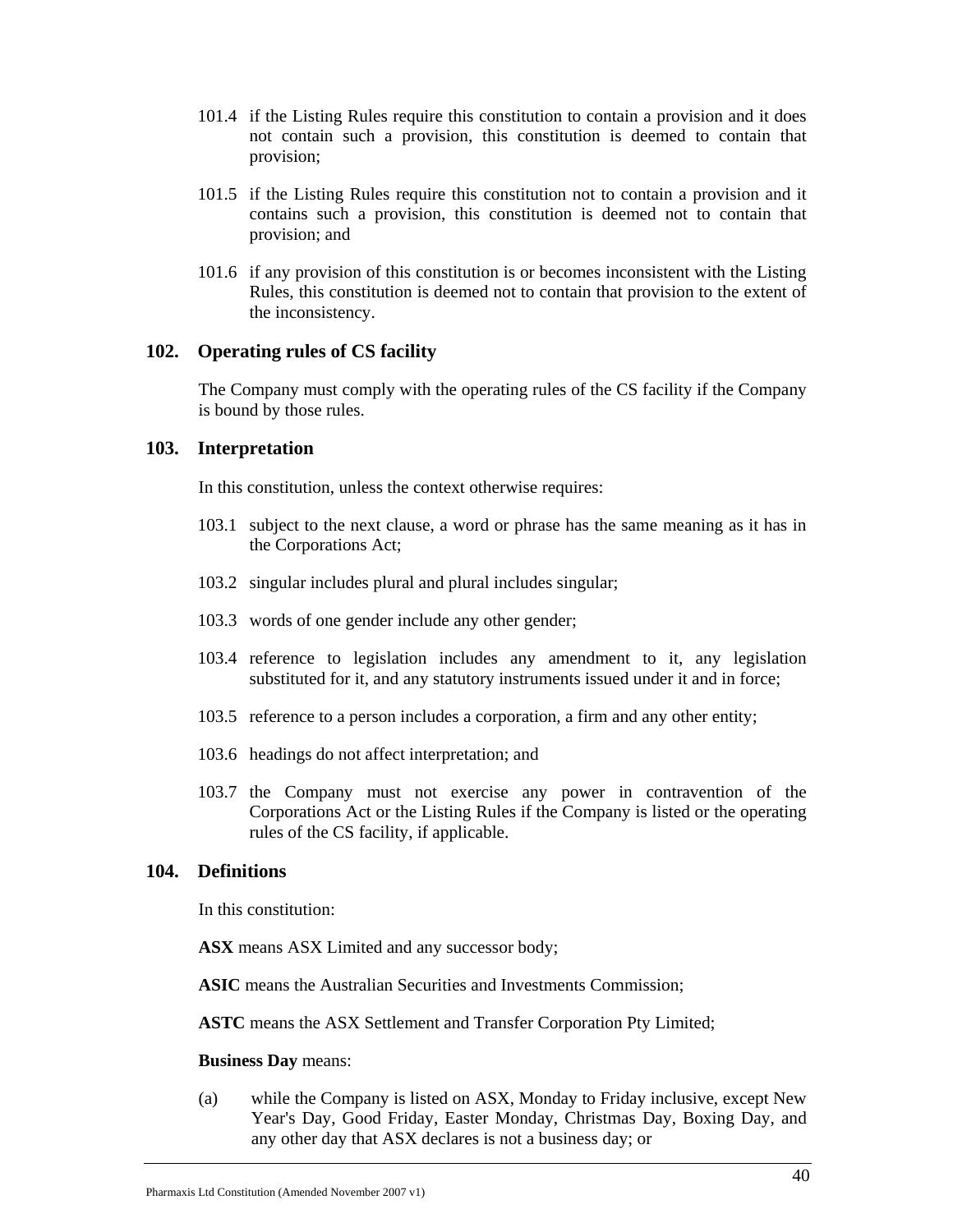101.4 if the Listing Rules require this constitution to contain a provision and it does not contain such a provision, this constitution is deemed to contain that provision;

101.5 if the Listing Rules require this constitution not to contain a provision and it contains such a provision, this constitution is deemed not to contain that provision; and

101.6 if any provision of this constitution is or becomes inconsistent with the Listing Rules, this constitution is deemed not to contain that provision to the extent of the inconsistency.

## 102. Operating rules of CS facility

The Company must comply with the operating rules of the CS facility if the Company is bound by those rules.

## 103. Interpretation

In this constitution, unless the context otherwise requires:

103.1 subject to the next clause, a word or phrase has the same meaning as it has in the Corporations Act;

103.2 singular includes plural and plural includes singular;

103.3 words of one gender include any other gender;

103.4 reference to legislation includes any amendment to it, any legislation substituted for it, and any statutory instruments issued under it and in force;

103.5 reference to a person includes a corporation, a firm and any other entity;

103.6 headings do not affect interpretation; and

103.7 the Company must not exercise any power in contravention of the Corporations Act or the Listing Rules if the Company is listed or the operating rules of the CS facility, if applicable.

## 104. Definitions

In this constitution:

**ASX** means ASX Limited and any successor body;

**ASIC** means the Australian Securities and Investments Commission;

**ASTC** means the ASX Settlement and Transfer Corporation Pty Limited;

**Business Day** means:

(a) while the Company is listed on ASX, Monday to Friday inclusive, except New Year's Day, Good Friday, Easter Monday, Christmas Day, Boxing Day, and any other day that ASX declares is not a business day; or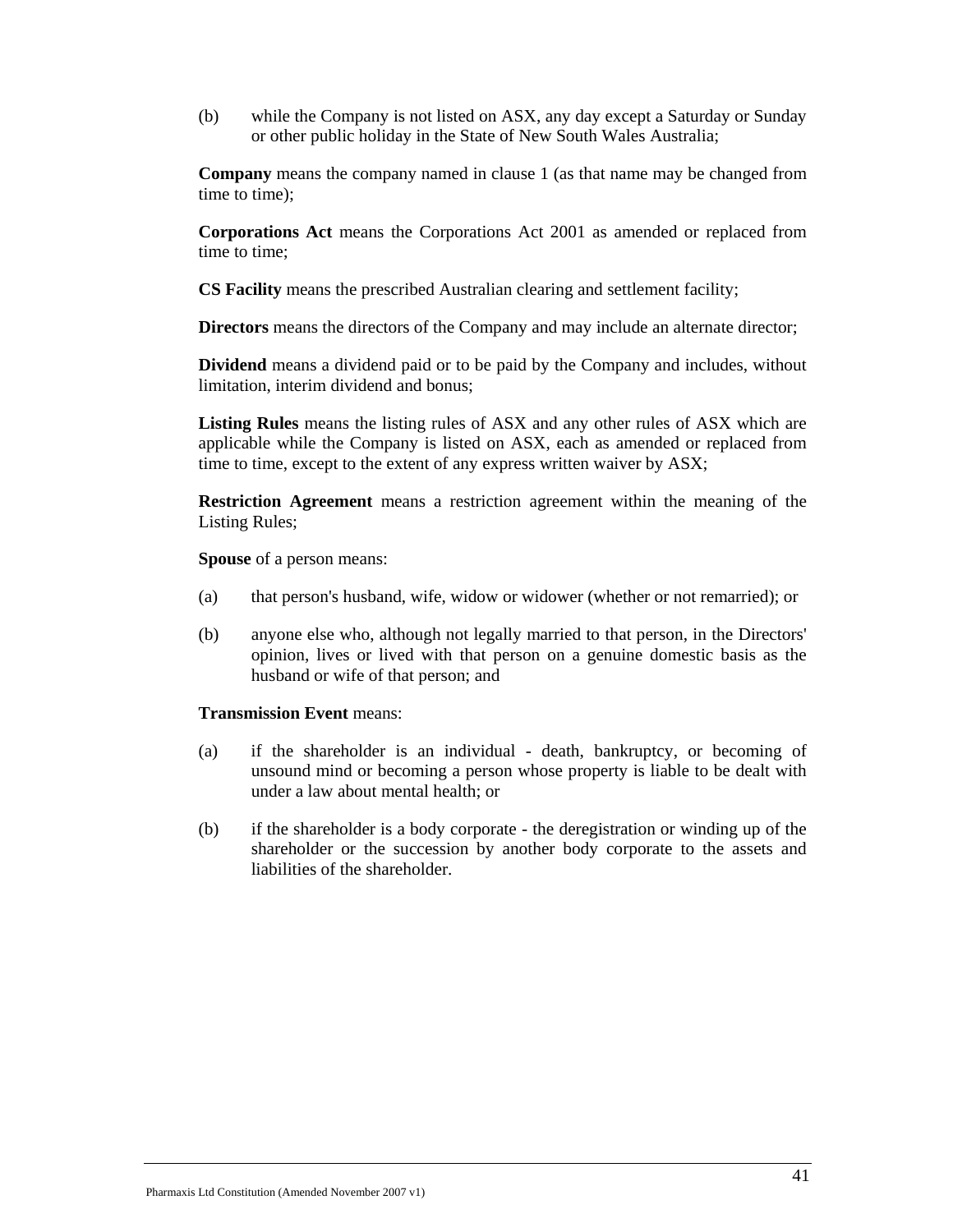(b) while the Company is not listed on ASX, any day except a Saturday or Sunday or other public holiday in the State of New South Wales Australia;

**Company** means the company named in clause 1 (as that name may be changed from time to time);

**Corporations Act** means the Corporations Act 2001 as amended or replaced from time to time;

**CS Facility** means the prescribed Australian clearing and settlement facility;

**Directors** means the directors of the Company and may include an alternate director;

**Dividend** means a dividend paid or to be paid by the Company and includes, without limitation, interim dividend and bonus;

**Listing Rules** means the listing rules of ASX and any other rules of ASX which are applicable while the Company is listed on ASX, each as amended or replaced from time to time, except to the extent of any express written waiver by ASX;

**Restriction Agreement** means a restriction agreement within the meaning of the Listing Rules;

**Spouse** of a person means:

(a) that person's husband, wife, widow or widower (whether or not remarried); or

(b) anyone else who, although not legally married to that person, in the Directors' opinion, lives or lived with that person on a genuine domestic basis as the husband or wife of that person; and

**Transmission Event** means:

(a) if the shareholder is an individual - death, bankruptcy, or becoming of unsound mind or becoming a person whose property is liable to be dealt with under a law about mental health; or

(b) if the shareholder is a body corporate - the deregistration or winding up of the shareholder or the succession by another body corporate to the assets and liabilities of the shareholder.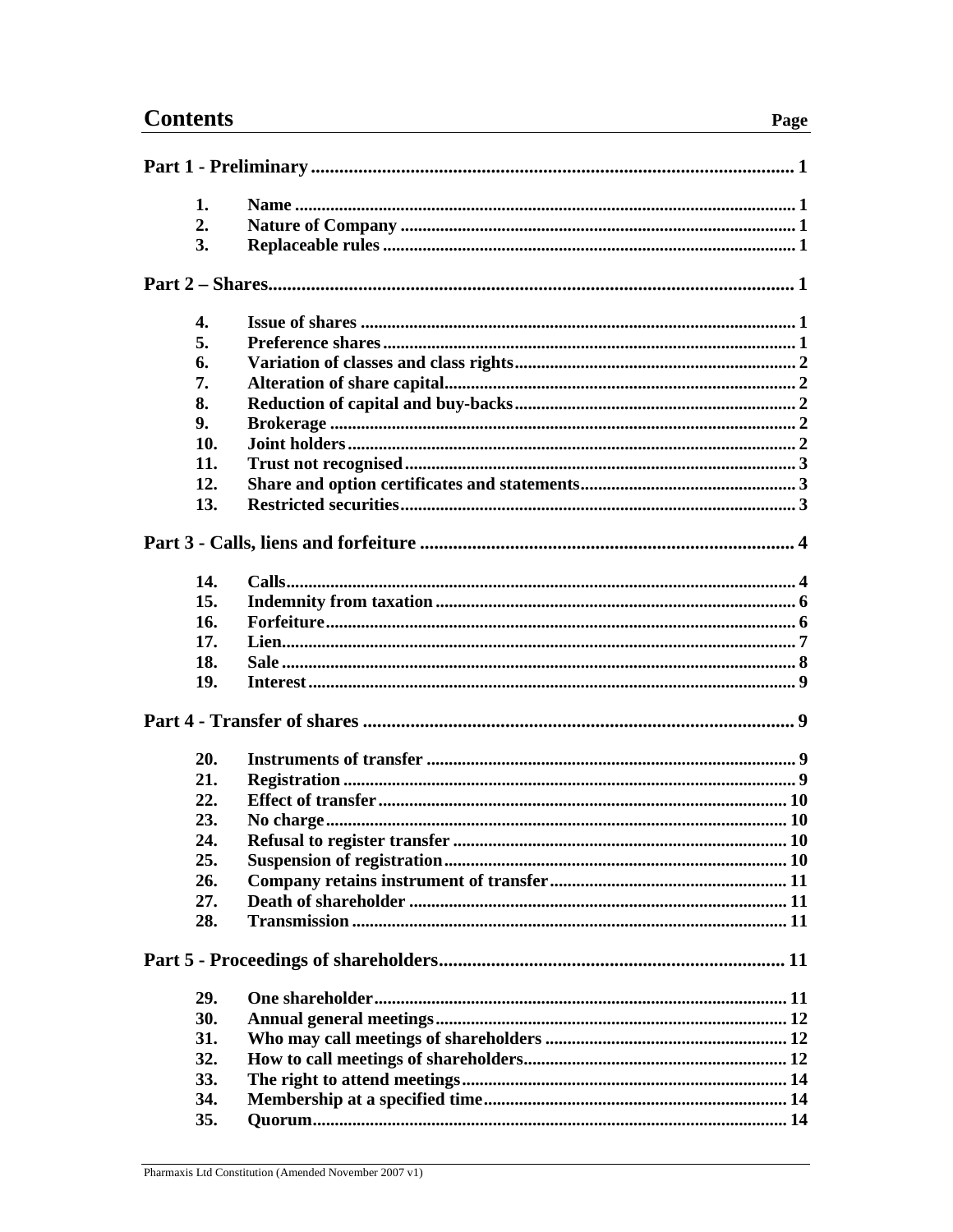# Contents

| | | Page |
|---|---|---|
| **Part 1 - Preliminary** | | **1** |
| **1.** | **Name** | **1** |
| **2.** | **Nature of Company** | **1** |
| **3.** | **Replaceable rules** | **1** |
| **Part 2 – Shares** | | **1** |
| **4.** | **Issue of shares** | **1** |
| **5.** | **Preference shares** | **1** |
| **6.** | **Variation of classes and class rights** | **2** |
| **7.** | **Alteration of share capital** | **2** |
| **8.** | **Reduction of capital and buy-backs** | **2** |
| **9.** | **Brokerage** | **2** |
| **10.** | **Joint holders** | **2** |
| **11.** | **Trust not recognised** | **3** |
| **12.** | **Share and option certificates and statements** | **3** |
| **13.** | **Restricted securities** | **3** |
| **Part 3 - Calls, liens and forfeiture** | | **4** |
| **14.** | **Calls** | **4** |
| **15.** | **Indemnity from taxation** | **6** |
| **16.** | **Forfeiture** | **6** |
| **17.** | **Lien** | **7** |
| **18.** | **Sale** | **8** |
| **19.** | **Interest** | **9** |
| **Part 4 - Transfer of shares** | | **9** |
| **20.** | **Instruments of transfer** | **9** |
| **21.** | **Registration** | **9** |
| **22.** | **Effect of transfer** | **10** |
| **23.** | **No charge** | **10** |
| **24.** | **Refusal to register transfer** | **10** |
| **25.** | **Suspension of registration** | **10** |
| **26.** | **Company retains instrument of transfer** | **11** |
| **27.** | **Death of shareholder** | **11** |
| **28.** | **Transmission** | **11** |
| **Part 5 - Proceedings of shareholders** | | **11** |
| **29.** | **One shareholder** | **11** |
| **30.** | **Annual general meetings** | **12** |
| **31.** | **Who may call meetings of shareholders** | **12** |
| **32.** | **How to call meetings of shareholders** | **12** |
| **33.** | **The right to attend meetings** | **14** |
| **34.** | **Membership at a specified time** | **14** |
| **35.** | **Quorum** | **14** |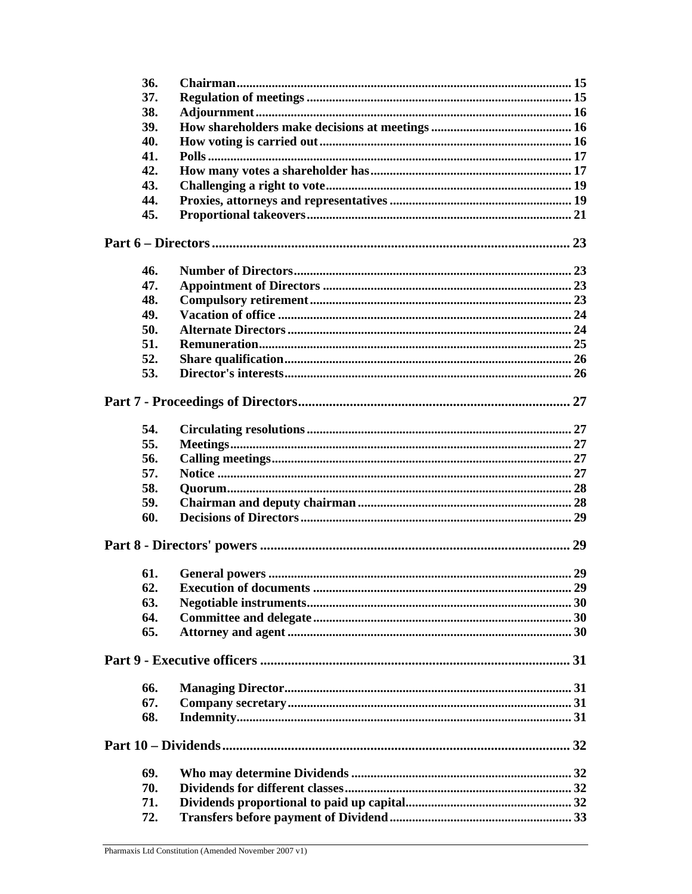| | | |
|---|---|---|
| 36. | **Chairman** | 15 |
| 37. | **Regulation of meetings** | 15 |
| 38. | **Adjournment** | 16 |
| 39. | **How shareholders make decisions at meetings** | 16 |
| 40. | **How voting is carried out** | 16 |
| 41. | **Polls** | 17 |
| 42. | **How many votes a shareholder has** | 17 |
| 43. | **Challenging a right to vote** | 19 |
| 44. | **Proxies, attorneys and representatives** | 19 |
| 45. | **Proportional takeovers** | 21 |

**Part 6 – Directors ........................................................................................... 23**

| | | |
|---|---|---|
| 46. | **Number of Directors** | 23 |
| 47. | **Appointment of Directors** | 23 |
| 48. | **Compulsory retirement** | 23 |
| 49. | **Vacation of office** | 24 |
| 50. | **Alternate Directors** | 24 |
| 51. | **Remuneration** | 25 |
| 52. | **Share qualification** | 26 |
| 53. | **Director's interests** | 26 |

**Part 7 - Proceedings of Directors ................................................................ 27**

| | | |
|---|---|---|
| 54. | **Circulating resolutions** | 27 |
| 55. | **Meetings** | 27 |
| 56. | **Calling meetings** | 27 |
| 57. | **Notice** | 27 |
| 58. | **Quorum** | 28 |
| 59. | **Chairman and deputy chairman** | 28 |
| 60. | **Decisions of Directors** | 29 |

**Part 8 - Directors' powers ............................................................................ 29**

| | | |
|---|---|---|
| 61. | **General powers** | 29 |
| 62. | **Execution of documents** | 29 |
| 63. | **Negotiable instruments** | 30 |
| 64. | **Committee and delegate** | 30 |
| 65. | **Attorney and agent** | 30 |

**Part 9 - Executive officers ............................................................................ 31**

| | | |
|---|---|---|
| 66. | **Managing Director** | 31 |
| 67. | **Company secretary** | 31 |
| 68. | **Indemnity** | 31 |

**Part 10 – Dividends ....................................................................................... 32**

| | | |
|---|---|---|
| 69. | **Who may determine Dividends** | 32 |
| 70. | **Dividends for different classes** | 32 |
| 71. | **Dividends proportional to paid up capital** | 32 |
| 72. | **Transfers before payment of Dividend** | 33 |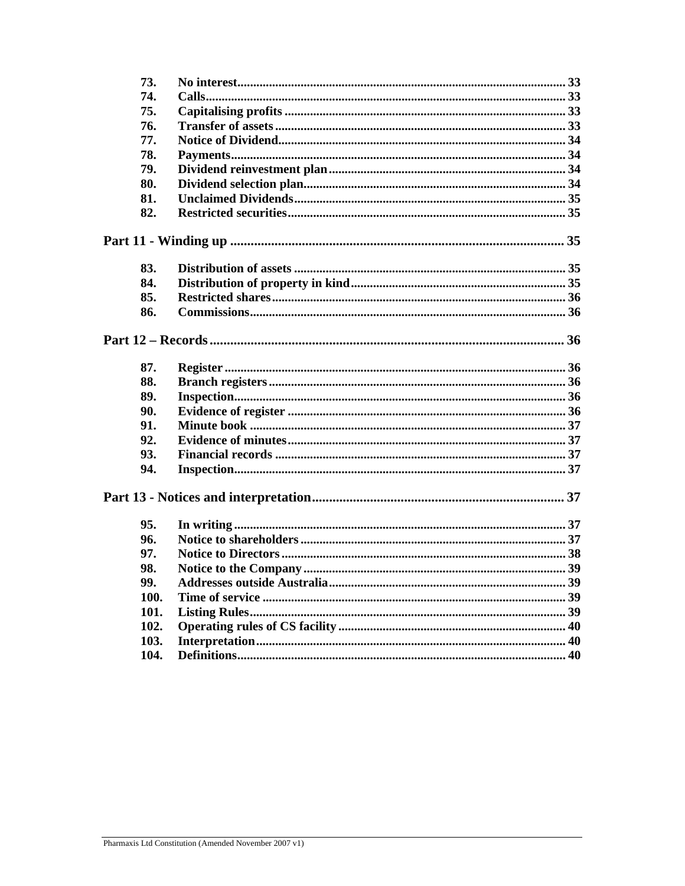| | | |
|---|---|---|
| 73. | **No interest** | 33 |
| 74. | **Calls** | 33 |
| 75. | **Capitalising profits** | 33 |
| 76. | **Transfer of assets** | 33 |
| 77. | **Notice of Dividend** | 34 |
| 78. | **Payments** | 34 |
| 79. | **Dividend reinvestment plan** | 34 |
| 80. | **Dividend selection plan** | 34 |
| 81. | **Unclaimed Dividends** | 35 |
| 82. | **Restricted securities** | 35 |

**Part 11 - Winding up** .......... 35

| | | |
|---|---|---|
| 83. | **Distribution of assets** | 35 |
| 84. | **Distribution of property in kind** | 35 |
| 85. | **Restricted shares** | 36 |
| 86. | **Commissions** | 36 |

**Part 12 – Records** .......... 36

| | | |
|---|---|---|
| 87. | **Register** | 36 |
| 88. | **Branch registers** | 36 |
| 89. | **Inspection** | 36 |
| 90. | **Evidence of register** | 36 |
| 91. | **Minute book** | 37 |
| 92. | **Evidence of minutes** | 37 |
| 93. | **Financial records** | 37 |
| 94. | **Inspection** | 37 |

**Part 13 - Notices and interpretation** .......... 37

| | | |
|---|---|---|
| 95. | **In writing** | 37 |
| 96. | **Notice to shareholders** | 37 |
| 97. | **Notice to Directors** | 38 |
| 98. | **Notice to the Company** | 39 |
| 99. | **Addresses outside Australia** | 39 |
| 100. | **Time of service** | 39 |
| 101. | **Listing Rules** | 39 |
| 102. | **Operating rules of CS facility** | 40 |
| 103. | **Interpretation** | 40 |
| 104. | **Definitions** | 40 |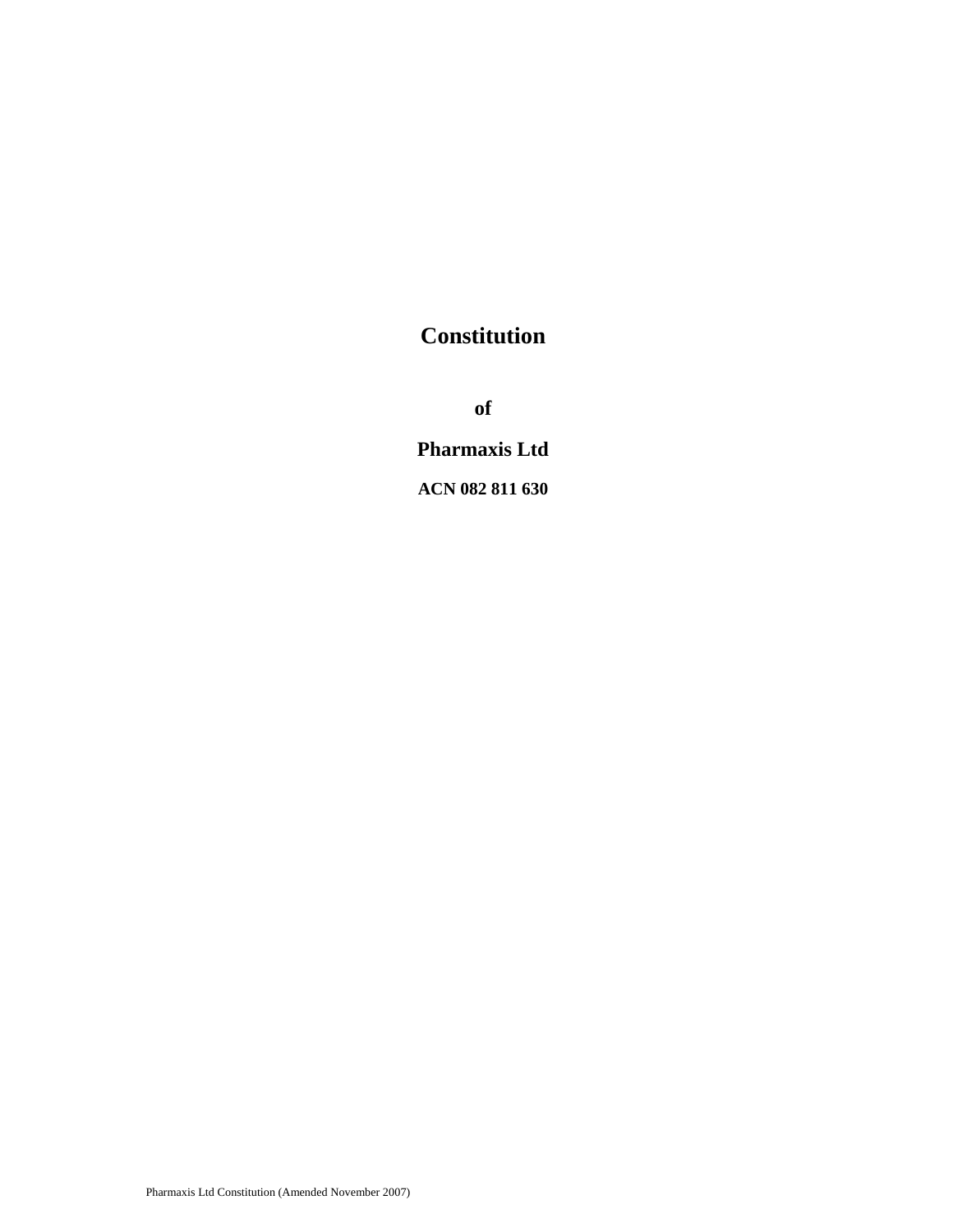# Constitution

**of**

**Pharmaxis Ltd**

**ACN 082 811 630**